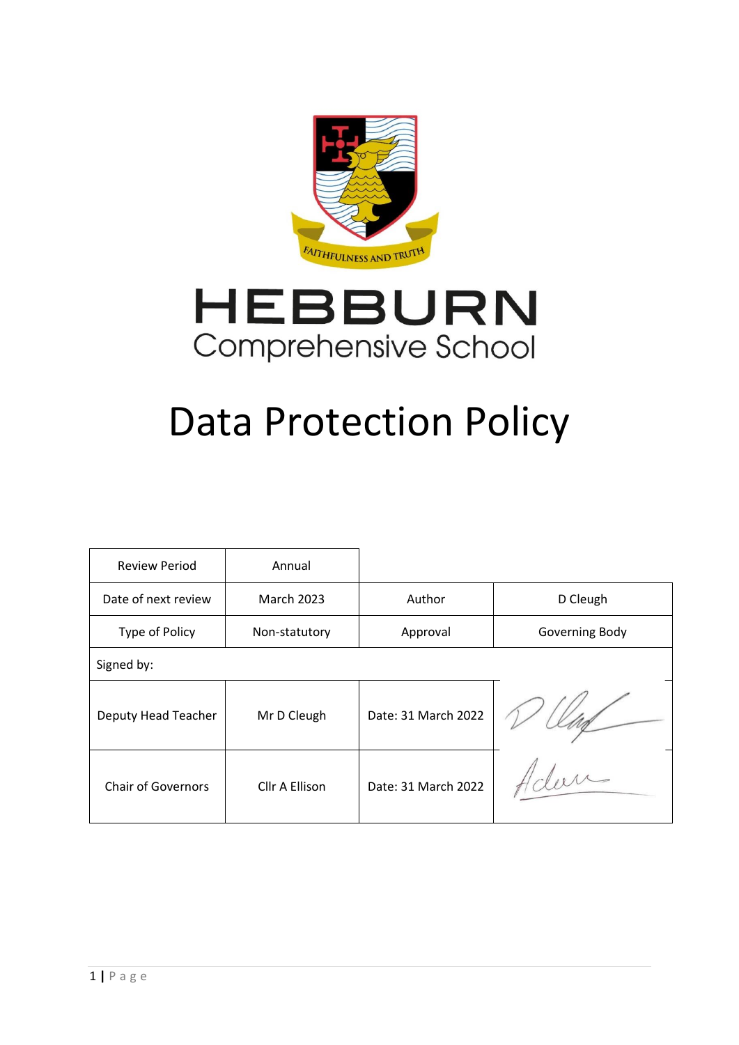FAITHFULNESS AND TRUTH

# HEBBURN
Comprehensive School

# Data Protection Policy

| Review Period | Annual | | |
|---|---|---|---|
| Date of next review | March 2023 | Author | D Cleugh |
| Type of Policy | Non-statutory | Approval | Governing Body |
| Signed by: | | | |
| Deputy Head Teacher | Mr D Cleugh | Date: 31 March 2022 | |
| Chair of Governors | Cllr A Ellison | Date: 31 March 2022 | |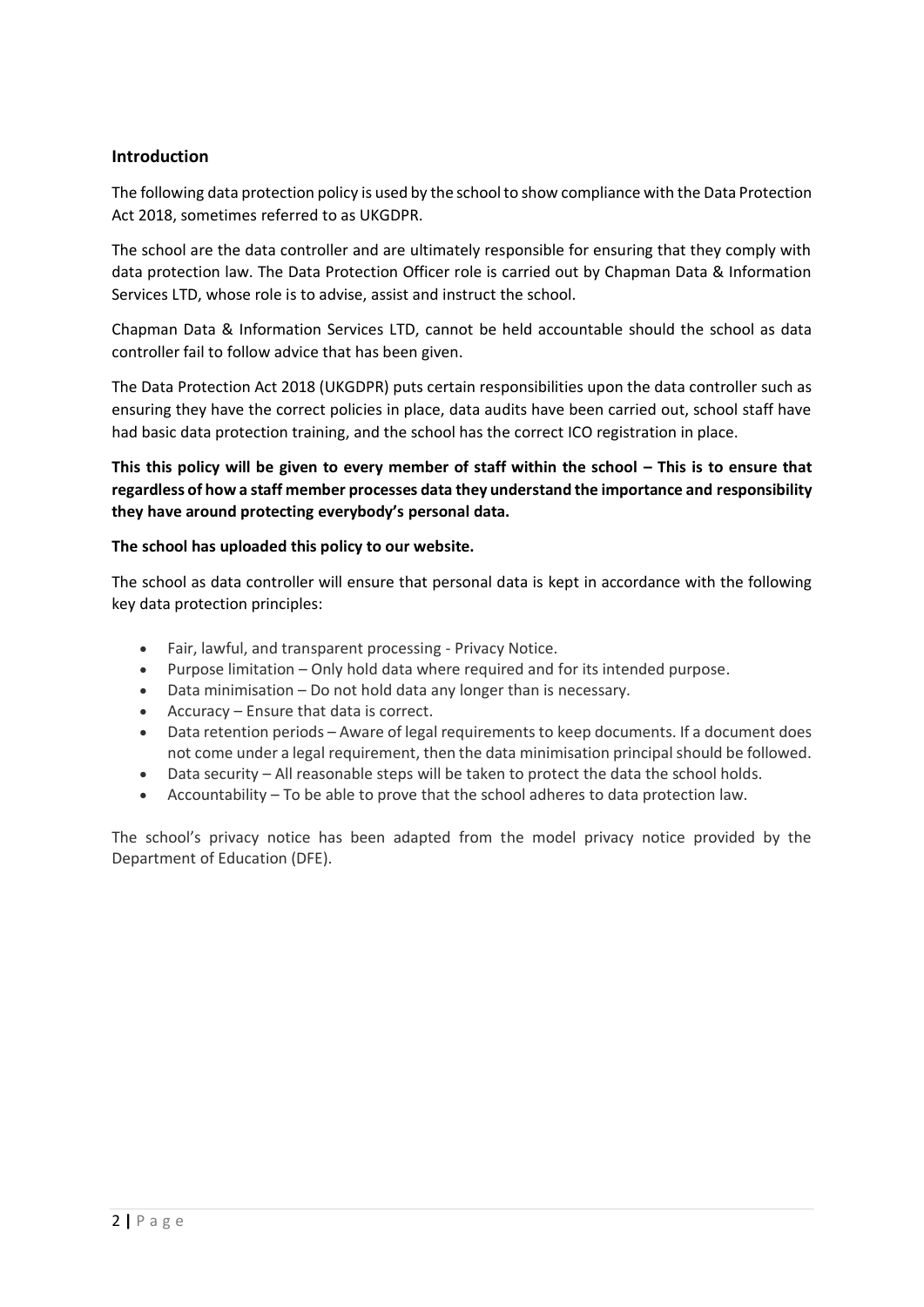## Introduction

The following data protection policy is used by the school to show compliance with the Data Protection Act 2018, sometimes referred to as UKGDPR.

The school are the data controller and are ultimately responsible for ensuring that they comply with data protection law. The Data Protection Officer role is carried out by Chapman Data & Information Services LTD, whose role is to advise, assist and instruct the school.

Chapman Data & Information Services LTD, cannot be held accountable should the school as data controller fail to follow advice that has been given.

The Data Protection Act 2018 (UKGDPR) puts certain responsibilities upon the data controller such as ensuring they have the correct policies in place, data audits have been carried out, school staff have had basic data protection training, and the school has the correct ICO registration in place.

**This this policy will be given to every member of staff within the school – This is to ensure that regardless of how a staff member processes data they understand the importance and responsibility they have around protecting everybody's personal data.**

**The school has uploaded this policy to our website.**

The school as data controller will ensure that personal data is kept in accordance with the following key data protection principles:

- Fair, lawful, and transparent processing - Privacy Notice.
- Purpose limitation – Only hold data where required and for its intended purpose.
- Data minimisation – Do not hold data any longer than is necessary.
- Accuracy – Ensure that data is correct.
- Data retention periods – Aware of legal requirements to keep documents. If a document does not come under a legal requirement, then the data minimisation principal should be followed.
- Data security – All reasonable steps will be taken to protect the data the school holds.
- Accountability – To be able to prove that the school adheres to data protection law.

The school's privacy notice has been adapted from the model privacy notice provided by the Department of Education (DFE).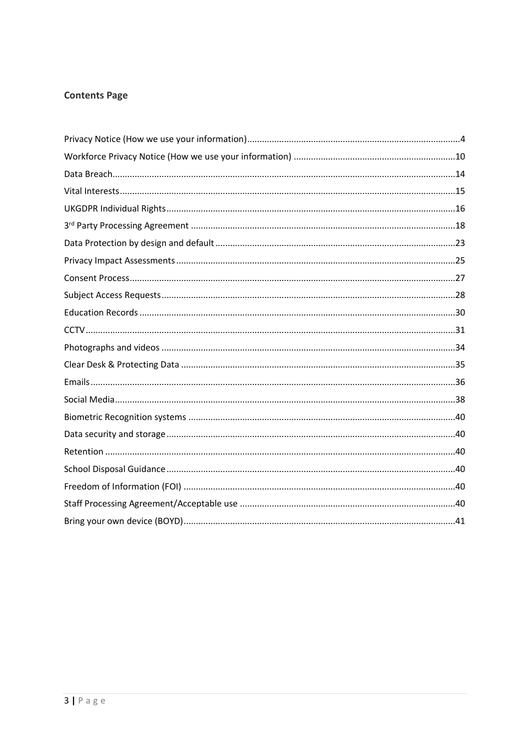## Contents Page

- Privacy Notice (How we use your information) ..... 4
- Workforce Privacy Notice (How we use your information) ..... 10
- Data Breach ..... 14
- Vital Interests ..... 15
- UKGDPR Individual Rights ..... 16
- 3rd Party Processing Agreement ..... 18
- Data Protection by design and default ..... 23
- Privacy Impact Assessments ..... 25
- Consent Process ..... 27
- Subject Access Requests ..... 28
- Education Records ..... 30
- CCTV ..... 31
- Photographs and videos ..... 34
- Clear Desk & Protecting Data ..... 35
- Emails ..... 36
- Social Media ..... 38
- Biometric Recognition systems ..... 40
- Data security and storage ..... 40
- Retention ..... 40
- School Disposal Guidance ..... 40
- Freedom of Information (FOI) ..... 40
- Staff Processing Agreement/Acceptable use ..... 40
- Bring your own device (BOYD) ..... 41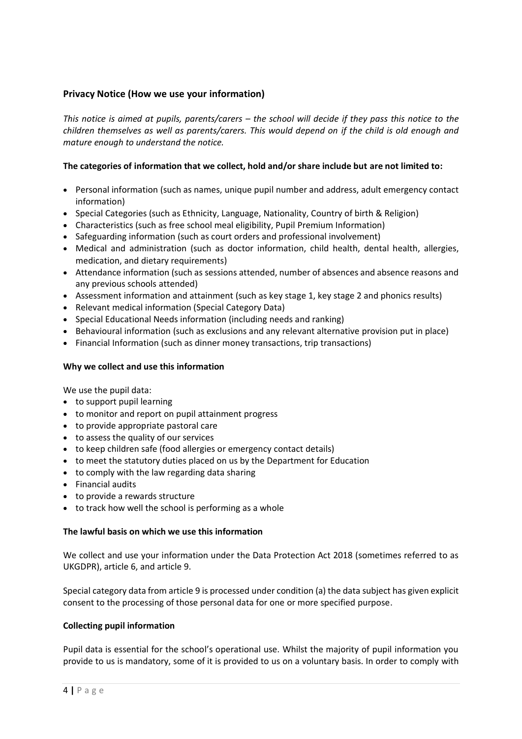## Privacy Notice (How we use your information)

*This notice is aimed at pupils, parents/carers – the school will decide if they pass this notice to the children themselves as well as parents/carers. This would depend on if the child is old enough and mature enough to understand the notice.*

### The categories of information that we collect, hold and/or share include but are not limited to:

- Personal information (such as names, unique pupil number and address, adult emergency contact information)
- Special Categories (such as Ethnicity, Language, Nationality, Country of birth & Religion)
- Characteristics (such as free school meal eligibility, Pupil Premium Information)
- Safeguarding information (such as court orders and professional involvement)
- Medical and administration (such as doctor information, child health, dental health, allergies, medication, and dietary requirements)
- Attendance information (such as sessions attended, number of absences and absence reasons and any previous schools attended)
- Assessment information and attainment (such as key stage 1, key stage 2 and phonics results)
- Relevant medical information (Special Category Data)
- Special Educational Needs information (including needs and ranking)
- Behavioural information (such as exclusions and any relevant alternative provision put in place)
- Financial Information (such as dinner money transactions, trip transactions)

### Why we collect and use this information

We use the pupil data:

- to support pupil learning
- to monitor and report on pupil attainment progress
- to provide appropriate pastoral care
- to assess the quality of our services
- to keep children safe (food allergies or emergency contact details)
- to meet the statutory duties placed on us by the Department for Education
- to comply with the law regarding data sharing
- Financial audits
- to provide a rewards structure
- to track how well the school is performing as a whole

### The lawful basis on which we use this information

We collect and use your information under the Data Protection Act 2018 (sometimes referred to as UKGDPR), article 6, and article 9.

Special category data from article 9 is processed under condition (a) the data subject has given explicit consent to the processing of those personal data for one or more specified purpose.

### Collecting pupil information

Pupil data is essential for the school's operational use. Whilst the majority of pupil information you provide to us is mandatory, some of it is provided to us on a voluntary basis. In order to comply with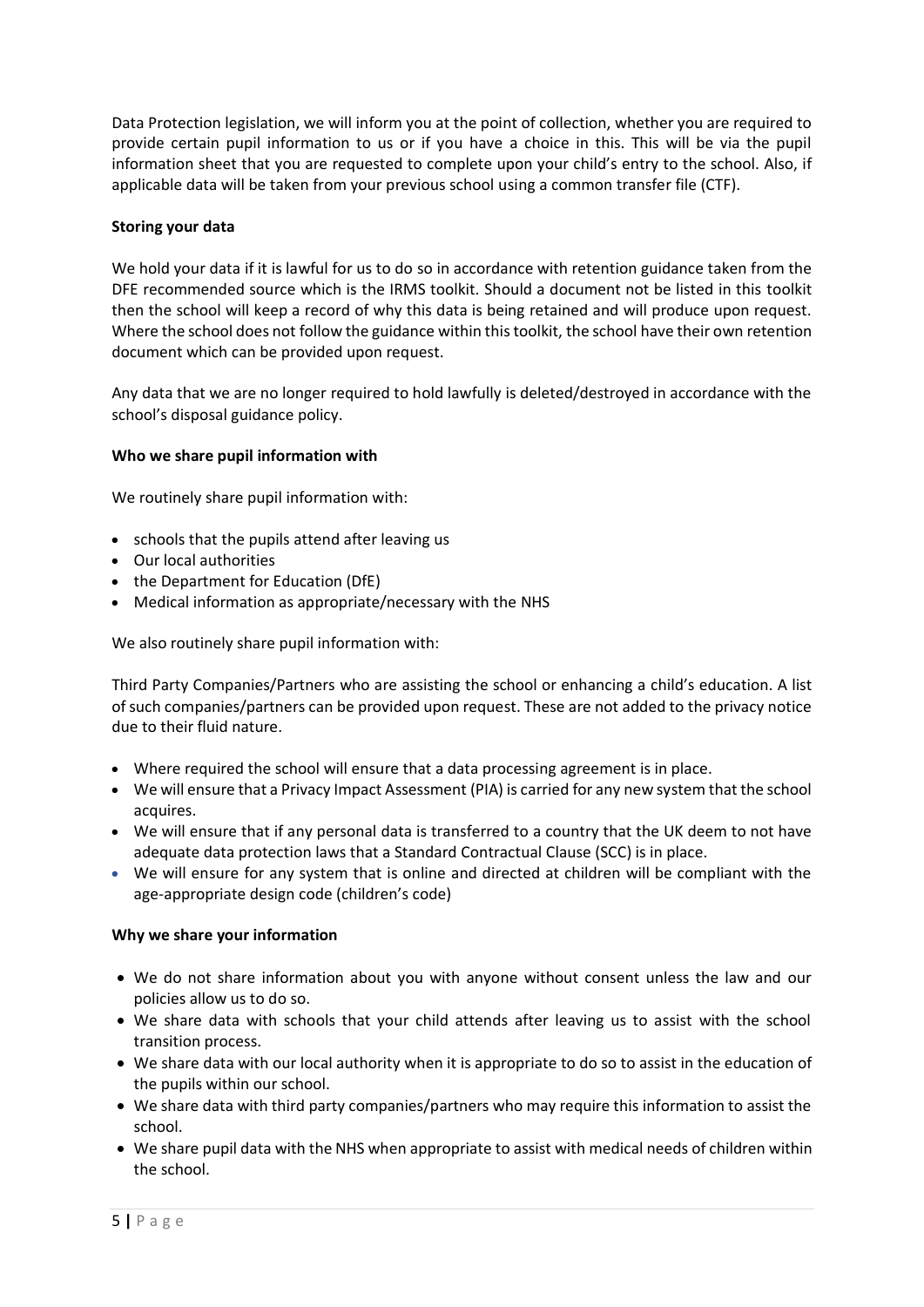Data Protection legislation, we will inform you at the point of collection, whether you are required to provide certain pupil information to us or if you have a choice in this. This will be via the pupil information sheet that you are requested to complete upon your child's entry to the school. Also, if applicable data will be taken from your previous school using a common transfer file (CTF).

**Storing your data**

We hold your data if it is lawful for us to do so in accordance with retention guidance taken from the DFE recommended source which is the IRMS toolkit. Should a document not be listed in this toolkit then the school will keep a record of why this data is being retained and will produce upon request. Where the school does not follow the guidance within this toolkit, the school have their own retention document which can be provided upon request.

Any data that we are no longer required to hold lawfully is deleted/destroyed in accordance with the school's disposal guidance policy.

**Who we share pupil information with**

We routinely share pupil information with:

- schools that the pupils attend after leaving us
- Our local authorities
- the Department for Education (DfE)
- Medical information as appropriate/necessary with the NHS

We also routinely share pupil information with:

Third Party Companies/Partners who are assisting the school or enhancing a child's education. A list of such companies/partners can be provided upon request. These are not added to the privacy notice due to their fluid nature.

- Where required the school will ensure that a data processing agreement is in place.
- We will ensure that a Privacy Impact Assessment (PIA) is carried for any new system that the school acquires.
- We will ensure that if any personal data is transferred to a country that the UK deem to not have adequate data protection laws that a Standard Contractual Clause (SCC) is in place.
- We will ensure for any system that is online and directed at children will be compliant with the age-appropriate design code (children's code)

**Why we share your information**

- We do not share information about you with anyone without consent unless the law and our policies allow us to do so.
- We share data with schools that your child attends after leaving us to assist with the school transition process.
- We share data with our local authority when it is appropriate to do so to assist in the education of the pupils within our school.
- We share data with third party companies/partners who may require this information to assist the school.
- We share pupil data with the NHS when appropriate to assist with medical needs of children within the school.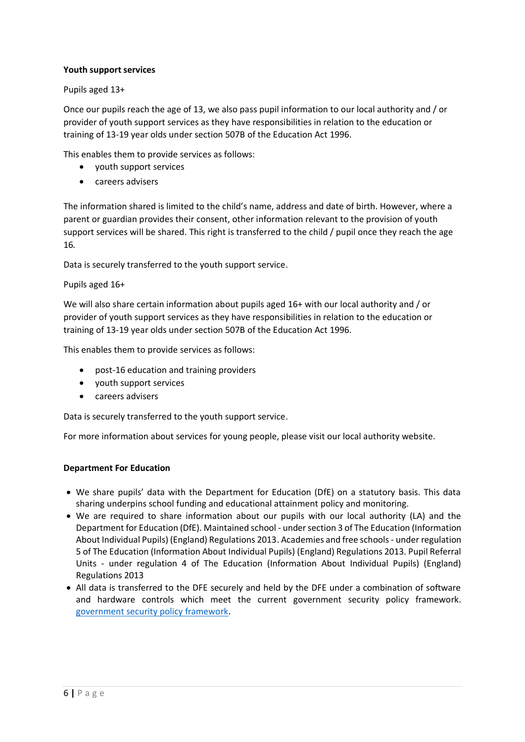**Youth support services**

Pupils aged 13+

Once our pupils reach the age of 13, we also pass pupil information to our local authority and / or provider of youth support services as they have responsibilities in relation to the education or training of 13-19 year olds under section 507B of the Education Act 1996.

This enables them to provide services as follows:

- youth support services
- careers advisers

The information shared is limited to the child's name, address and date of birth. However, where a parent or guardian provides their consent, other information relevant to the provision of youth support services will be shared. This right is transferred to the child / pupil once they reach the age 16.

Data is securely transferred to the youth support service.

Pupils aged 16+

We will also share certain information about pupils aged 16+ with our local authority and / or provider of youth support services as they have responsibilities in relation to the education or training of 13-19 year olds under section 507B of the Education Act 1996.

This enables them to provide services as follows:

- post-16 education and training providers
- youth support services
- careers advisers

Data is securely transferred to the youth support service.

For more information about services for young people, please visit our local authority website.

**Department For Education**

- We share pupils' data with the Department for Education (DfE) on a statutory basis. This data sharing underpins school funding and educational attainment policy and monitoring.
- We are required to share information about our pupils with our local authority (LA) and the Department for Education (DfE). Maintained school - under section 3 of The Education (Information About Individual Pupils) (England) Regulations 2013. Academies and free schools - under regulation 5 of The Education (Information About Individual Pupils) (England) Regulations 2013. Pupil Referral Units - under regulation 4 of The Education (Information About Individual Pupils) (England) Regulations 2013
- All data is transferred to the DFE securely and held by the DFE under a combination of software and hardware controls which meet the current government security policy framework. government security policy framework.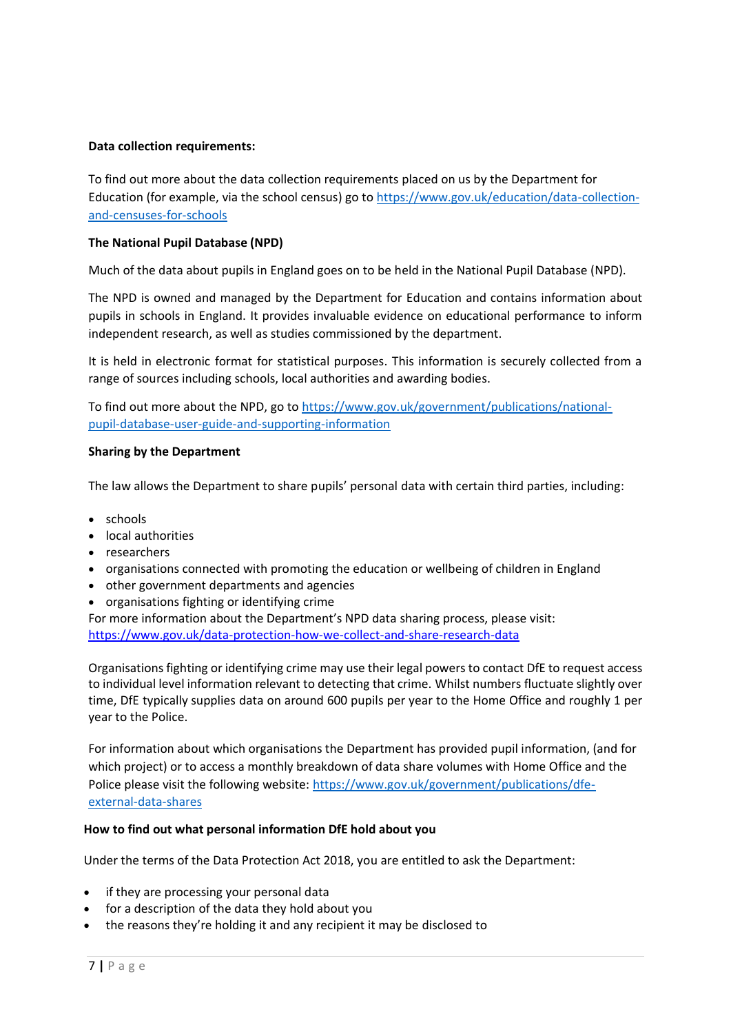**Data collection requirements:**

To find out more about the data collection requirements placed on us by the Department for Education (for example, via the school census) go to https://www.gov.uk/education/data-collection-and-censuses-for-schools

**The National Pupil Database (NPD)**

Much of the data about pupils in England goes on to be held in the National Pupil Database (NPD).

The NPD is owned and managed by the Department for Education and contains information about pupils in schools in England. It provides invaluable evidence on educational performance to inform independent research, as well as studies commissioned by the department.

It is held in electronic format for statistical purposes. This information is securely collected from a range of sources including schools, local authorities and awarding bodies.

To find out more about the NPD, go to https://www.gov.uk/government/publications/national-pupil-database-user-guide-and-supporting-information

**Sharing by the Department**

The law allows the Department to share pupils' personal data with certain third parties, including:

- schools
- local authorities
- researchers
- organisations connected with promoting the education or wellbeing of children in England
- other government departments and agencies
- organisations fighting or identifying crime

For more information about the Department's NPD data sharing process, please visit: https://www.gov.uk/data-protection-how-we-collect-and-share-research-data

Organisations fighting or identifying crime may use their legal powers to contact DfE to request access to individual level information relevant to detecting that crime. Whilst numbers fluctuate slightly over time, DfE typically supplies data on around 600 pupils per year to the Home Office and roughly 1 per year to the Police.

For information about which organisations the Department has provided pupil information, (and for which project) or to access a monthly breakdown of data share volumes with Home Office and the Police please visit the following website: https://www.gov.uk/government/publications/dfe-external-data-shares

**How to find out what personal information DfE hold about you**

Under the terms of the Data Protection Act 2018, you are entitled to ask the Department:

- if they are processing your personal data
- for a description of the data they hold about you
- the reasons they're holding it and any recipient it may be disclosed to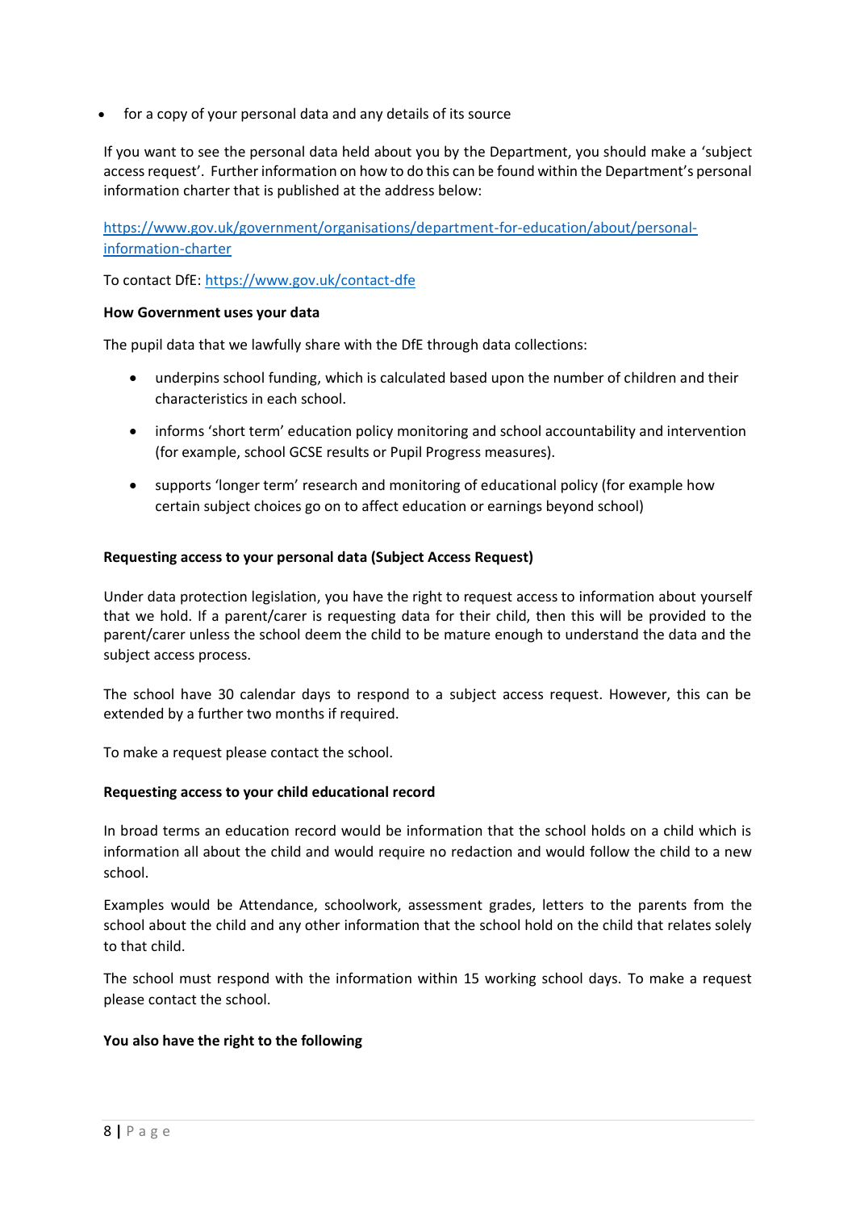- for a copy of your personal data and any details of its source

If you want to see the personal data held about you by the Department, you should make a 'subject access request'. Further information on how to do this can be found within the Department's personal information charter that is published at the address below:

[https://www.gov.uk/government/organisations/department-for-education/about/personal-information-charter](https://www.gov.uk/government/organisations/department-for-education/about/personal-information-charter)

To contact DfE: [https://www.gov.uk/contact-dfe](https://www.gov.uk/contact-dfe)

**How Government uses your data**

The pupil data that we lawfully share with the DfE through data collections:

- underpins school funding, which is calculated based upon the number of children and their characteristics in each school.
- informs 'short term' education policy monitoring and school accountability and intervention (for example, school GCSE results or Pupil Progress measures).
- supports 'longer term' research and monitoring of educational policy (for example how certain subject choices go on to affect education or earnings beyond school)

**Requesting access to your personal data (Subject Access Request)**

Under data protection legislation, you have the right to request access to information about yourself that we hold. If a parent/carer is requesting data for their child, then this will be provided to the parent/carer unless the school deem the child to be mature enough to understand the data and the subject access process.

The school have 30 calendar days to respond to a subject access request. However, this can be extended by a further two months if required.

To make a request please contact the school.

**Requesting access to your child educational record**

In broad terms an education record would be information that the school holds on a child which is information all about the child and would require no redaction and would follow the child to a new school.

Examples would be Attendance, schoolwork, assessment grades, letters to the parents from the school about the child and any other information that the school hold on the child that relates solely to that child.

The school must respond with the information within 15 working school days. To make a request please contact the school.

**You also have the right to the following**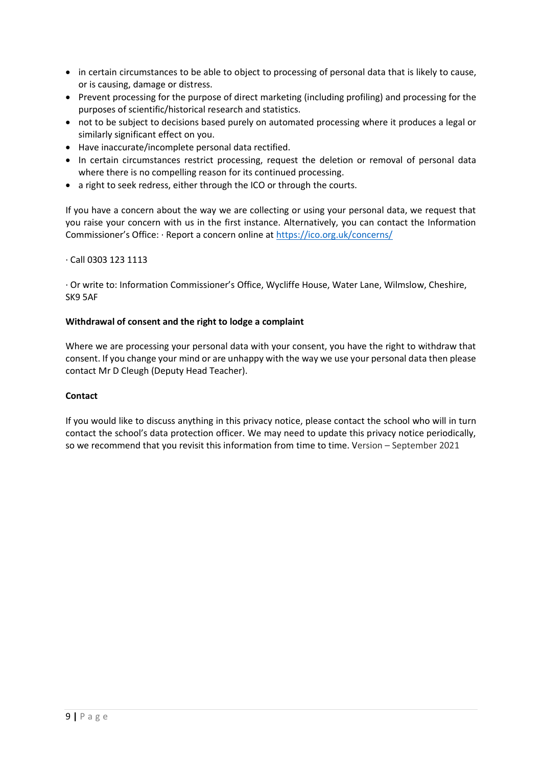- in certain circumstances to be able to object to processing of personal data that is likely to cause, or is causing, damage or distress.
- Prevent processing for the purpose of direct marketing (including profiling) and processing for the purposes of scientific/historical research and statistics.
- not to be subject to decisions based purely on automated processing where it produces a legal or similarly significant effect on you.
- Have inaccurate/incomplete personal data rectified.
- In certain circumstances restrict processing, request the deletion or removal of personal data where there is no compelling reason for its continued processing.
- a right to seek redress, either through the ICO or through the courts.

If you have a concern about the way we are collecting or using your personal data, we request that you raise your concern with us in the first instance. Alternatively, you can contact the Information Commissioner's Office: · Report a concern online at [https://ico.org.uk/concerns/](https://ico.org.uk/concerns/)

· Call 0303 123 1113

· Or write to: Information Commissioner's Office, Wycliffe House, Water Lane, Wilmslow, Cheshire, SK9 5AF

**Withdrawal of consent and the right to lodge a complaint**

Where we are processing your personal data with your consent, you have the right to withdraw that consent. If you change your mind or are unhappy with the way we use your personal data then please contact Mr D Cleugh (Deputy Head Teacher).

**Contact**

If you would like to discuss anything in this privacy notice, please contact the school who will in turn contact the school's data protection officer. We may need to update this privacy notice periodically, so we recommend that you revisit this information from time to time. Version – September 2021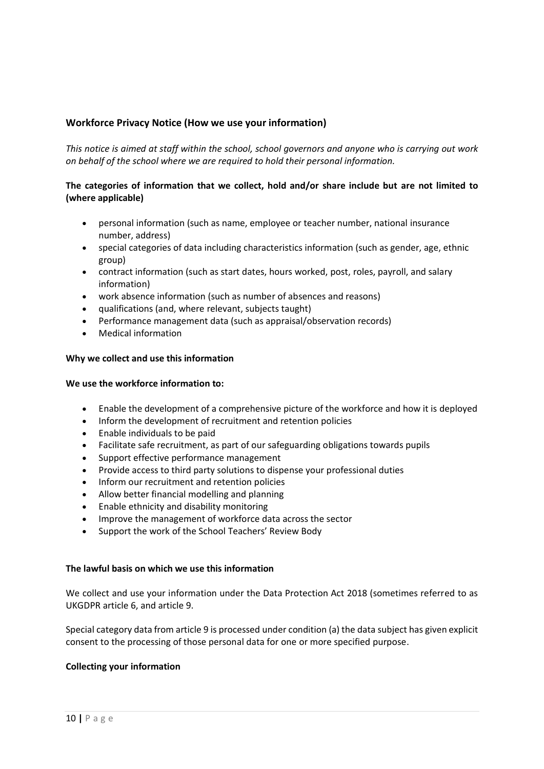## Workforce Privacy Notice (How we use your information)

*This notice is aimed at staff within the school, school governors and anyone who is carrying out work on behalf of the school where we are required to hold their personal information.*

**The categories of information that we collect, hold and/or share include but are not limited to (where applicable)**

- personal information (such as name, employee or teacher number, national insurance number, address)
- special categories of data including characteristics information (such as gender, age, ethnic group)
- contract information (such as start dates, hours worked, post, roles, payroll, and salary information)
- work absence information (such as number of absences and reasons)
- qualifications (and, where relevant, subjects taught)
- Performance management data (such as appraisal/observation records)
- Medical information

**Why we collect and use this information**

**We use the workforce information to:**

- Enable the development of a comprehensive picture of the workforce and how it is deployed
- Inform the development of recruitment and retention policies
- Enable individuals to be paid
- Facilitate safe recruitment, as part of our safeguarding obligations towards pupils
- Support effective performance management
- Provide access to third party solutions to dispense your professional duties
- Inform our recruitment and retention policies
- Allow better financial modelling and planning
- Enable ethnicity and disability monitoring
- Improve the management of workforce data across the sector
- Support the work of the School Teachers' Review Body

**The lawful basis on which we use this information**

We collect and use your information under the Data Protection Act 2018 (sometimes referred to as UKGDPR article 6, and article 9.

Special category data from article 9 is processed under condition (a) the data subject has given explicit consent to the processing of those personal data for one or more specified purpose.

**Collecting your information**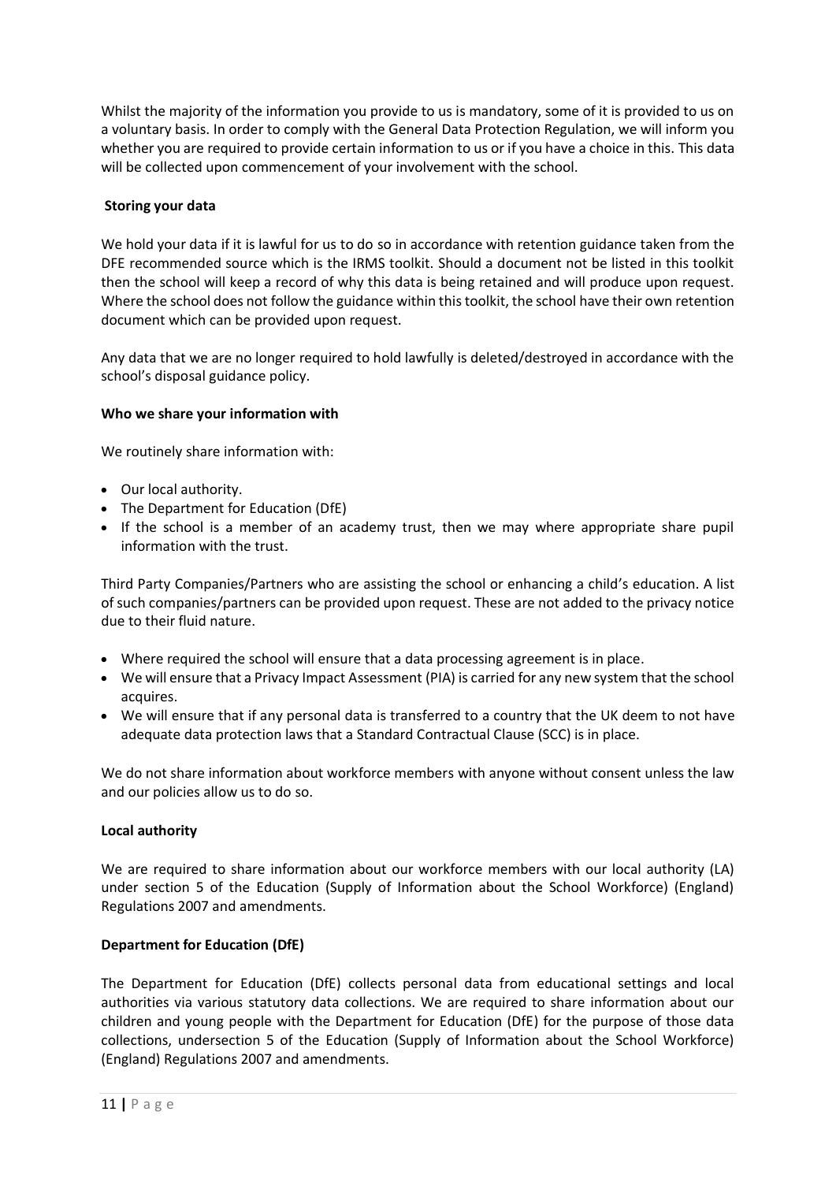Whilst the majority of the information you provide to us is mandatory, some of it is provided to us on a voluntary basis. In order to comply with the General Data Protection Regulation, we will inform you whether you are required to provide certain information to us or if you have a choice in this. This data will be collected upon commencement of your involvement with the school.

**Storing your data**

We hold your data if it is lawful for us to do so in accordance with retention guidance taken from the DFE recommended source which is the IRMS toolkit. Should a document not be listed in this toolkit then the school will keep a record of why this data is being retained and will produce upon request. Where the school does not follow the guidance within this toolkit, the school have their own retention document which can be provided upon request.

Any data that we are no longer required to hold lawfully is deleted/destroyed in accordance with the school's disposal guidance policy.

**Who we share your information with**

We routinely share information with:

- Our local authority.
- The Department for Education (DfE)
- If the school is a member of an academy trust, then we may where appropriate share pupil information with the trust.

Third Party Companies/Partners who are assisting the school or enhancing a child's education. A list of such companies/partners can be provided upon request. These are not added to the privacy notice due to their fluid nature.

- Where required the school will ensure that a data processing agreement is in place.
- We will ensure that a Privacy Impact Assessment (PIA) is carried for any new system that the school acquires.
- We will ensure that if any personal data is transferred to a country that the UK deem to not have adequate data protection laws that a Standard Contractual Clause (SCC) is in place.

We do not share information about workforce members with anyone without consent unless the law and our policies allow us to do so.

**Local authority**

We are required to share information about our workforce members with our local authority (LA) under section 5 of the Education (Supply of Information about the School Workforce) (England) Regulations 2007 and amendments.

**Department for Education (DfE)**

The Department for Education (DfE) collects personal data from educational settings and local authorities via various statutory data collections. We are required to share information about our children and young people with the Department for Education (DfE) for the purpose of those data collections, undersection 5 of the Education (Supply of Information about the School Workforce) (England) Regulations 2007 and amendments.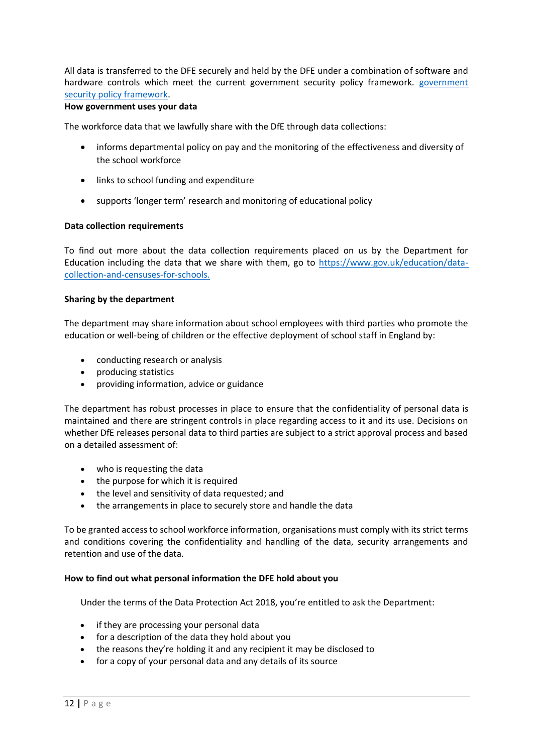All data is transferred to the DFE securely and held by the DFE under a combination of software and hardware controls which meet the current government security policy framework. [government security policy framework](https://www.gov.uk/government/publications/security-policy-framework).

**How government uses your data**

The workforce data that we lawfully share with the DfE through data collections:

- informs departmental policy on pay and the monitoring of the effectiveness and diversity of the school workforce
- links to school funding and expenditure
- supports 'longer term' research and monitoring of educational policy

**Data collection requirements**

To find out more about the data collection requirements placed on us by the Department for Education including the data that we share with them, go to [https://www.gov.uk/education/data-collection-and-censuses-for-schools.](https://www.gov.uk/education/data-collection-and-censuses-for-schools)

**Sharing by the department**

The department may share information about school employees with third parties who promote the education or well-being of children or the effective deployment of school staff in England by:

- conducting research or analysis
- producing statistics
- providing information, advice or guidance

The department has robust processes in place to ensure that the confidentiality of personal data is maintained and there are stringent controls in place regarding access to it and its use. Decisions on whether DfE releases personal data to third parties are subject to a strict approval process and based on a detailed assessment of:

- who is requesting the data
- the purpose for which it is required
- the level and sensitivity of data requested; and
- the arrangements in place to securely store and handle the data

To be granted access to school workforce information, organisations must comply with its strict terms and conditions covering the confidentiality and handling of the data, security arrangements and retention and use of the data.

**How to find out what personal information the DFE hold about you**

Under the terms of the Data Protection Act 2018, you're entitled to ask the Department:

- if they are processing your personal data
- for a description of the data they hold about you
- the reasons they're holding it and any recipient it may be disclosed to
- for a copy of your personal data and any details of its source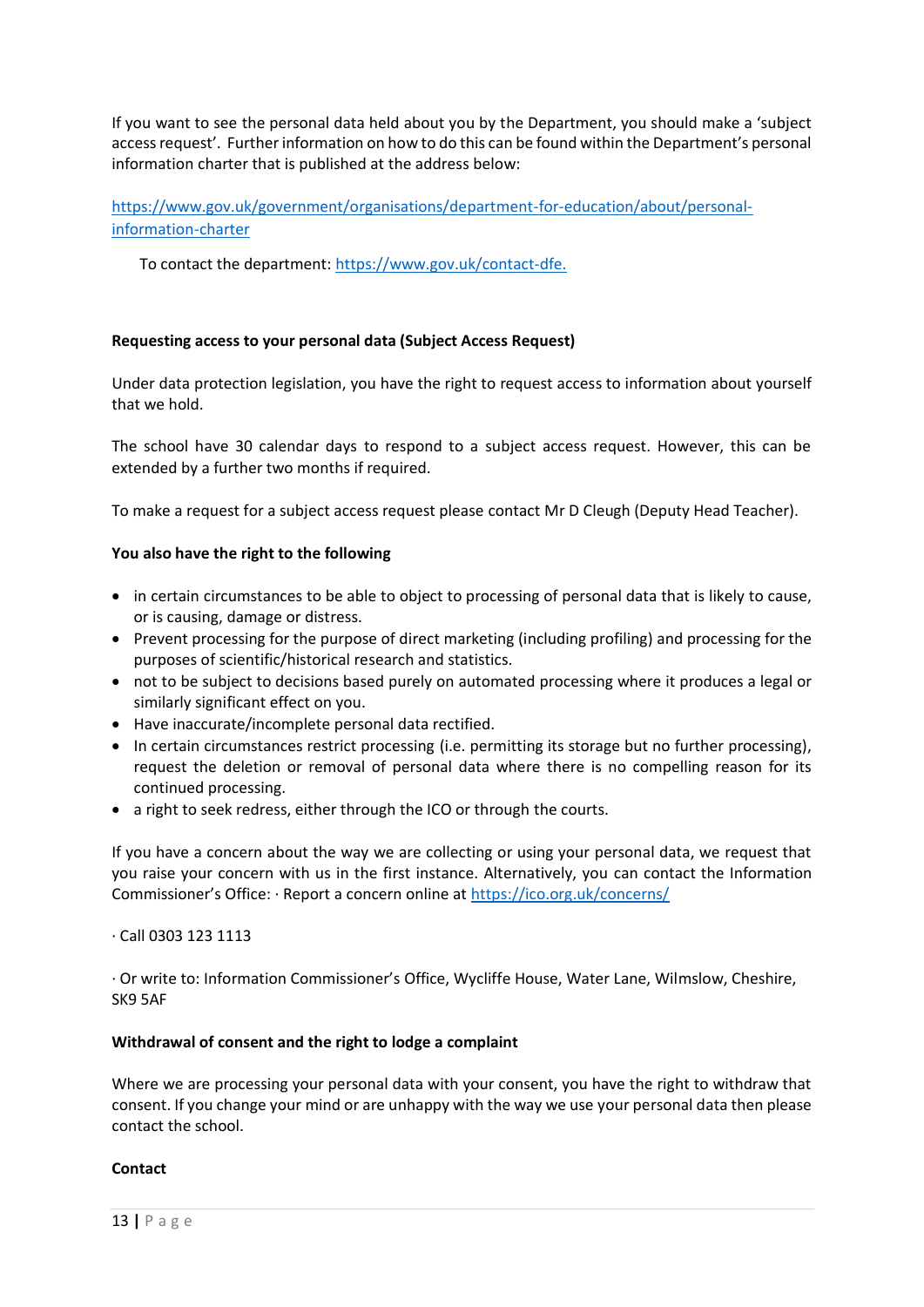If you want to see the personal data held about you by the Department, you should make a 'subject access request'. Further information on how to do this can be found within the Department's personal information charter that is published at the address below:

https://www.gov.uk/government/organisations/department-for-education/about/personal-information-charter

To contact the department: https://www.gov.uk/contact-dfe.

**Requesting access to your personal data (Subject Access Request)**

Under data protection legislation, you have the right to request access to information about yourself that we hold.

The school have 30 calendar days to respond to a subject access request. However, this can be extended by a further two months if required.

To make a request for a subject access request please contact Mr D Cleugh (Deputy Head Teacher).

**You also have the right to the following**

- in certain circumstances to be able to object to processing of personal data that is likely to cause, or is causing, damage or distress.
- Prevent processing for the purpose of direct marketing (including profiling) and processing for the purposes of scientific/historical research and statistics.
- not to be subject to decisions based purely on automated processing where it produces a legal or similarly significant effect on you.
- Have inaccurate/incomplete personal data rectified.
- In certain circumstances restrict processing (i.e. permitting its storage but no further processing), request the deletion or removal of personal data where there is no compelling reason for its continued processing.
- a right to seek redress, either through the ICO or through the courts.

If you have a concern about the way we are collecting or using your personal data, we request that you raise your concern with us in the first instance. Alternatively, you can contact the Information Commissioner's Office: · Report a concern online at https://ico.org.uk/concerns/

· Call 0303 123 1113

· Or write to: Information Commissioner's Office, Wycliffe House, Water Lane, Wilmslow, Cheshire, SK9 5AF

**Withdrawal of consent and the right to lodge a complaint**

Where we are processing your personal data with your consent, you have the right to withdraw that consent. If you change your mind or are unhappy with the way we use your personal data then please contact the school.

**Contact**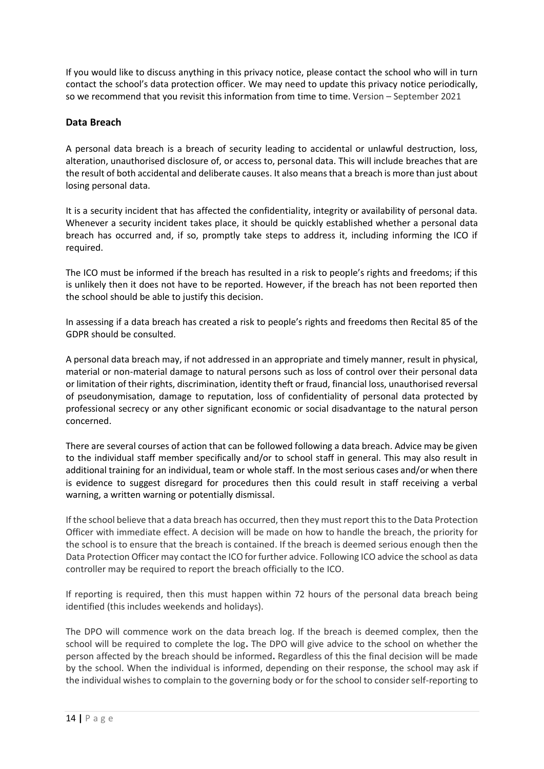If you would like to discuss anything in this privacy notice, please contact the school who will in turn contact the school's data protection officer. We may need to update this privacy notice periodically, so we recommend that you revisit this information from time to time. Version – September 2021

## Data Breach

A personal data breach is a breach of security leading to accidental or unlawful destruction, loss, alteration, unauthorised disclosure of, or access to, personal data. This will include breaches that are the result of both accidental and deliberate causes. It also means that a breach is more than just about losing personal data.

It is a security incident that has affected the confidentiality, integrity or availability of personal data. Whenever a security incident takes place, it should be quickly established whether a personal data breach has occurred and, if so, promptly take steps to address it, including informing the ICO if required.

The ICO must be informed if the breach has resulted in a risk to people's rights and freedoms; if this is unlikely then it does not have to be reported. However, if the breach has not been reported then the school should be able to justify this decision.

In assessing if a data breach has created a risk to people's rights and freedoms then Recital 85 of the GDPR should be consulted.

A personal data breach may, if not addressed in an appropriate and timely manner, result in physical, material or non-material damage to natural persons such as loss of control over their personal data or limitation of their rights, discrimination, identity theft or fraud, financial loss, unauthorised reversal of pseudonymisation, damage to reputation, loss of confidentiality of personal data protected by professional secrecy or any other significant economic or social disadvantage to the natural person concerned.

There are several courses of action that can be followed following a data breach. Advice may be given to the individual staff member specifically and/or to school staff in general. This may also result in additional training for an individual, team or whole staff. In the most serious cases and/or when there is evidence to suggest disregard for procedures then this could result in staff receiving a verbal warning, a written warning or potentially dismissal.

If the school believe that a data breach has occurred, then they must report this to the Data Protection Officer with immediate effect. A decision will be made on how to handle the breach, the priority for the school is to ensure that the breach is contained. If the breach is deemed serious enough then the Data Protection Officer may contact the ICO for further advice. Following ICO advice the school as data controller may be required to report the breach officially to the ICO.

If reporting is required, then this must happen within 72 hours of the personal data breach being identified (this includes weekends and holidays).

The DPO will commence work on the data breach log. If the breach is deemed complex, then the school will be required to complete the log**.** The DPO will give advice to the school on whether the person affected by the breach should be informed**.** Regardless of this the final decision will be made by the school. When the individual is informed, depending on their response, the school may ask if the individual wishes to complain to the governing body or for the school to consider self-reporting to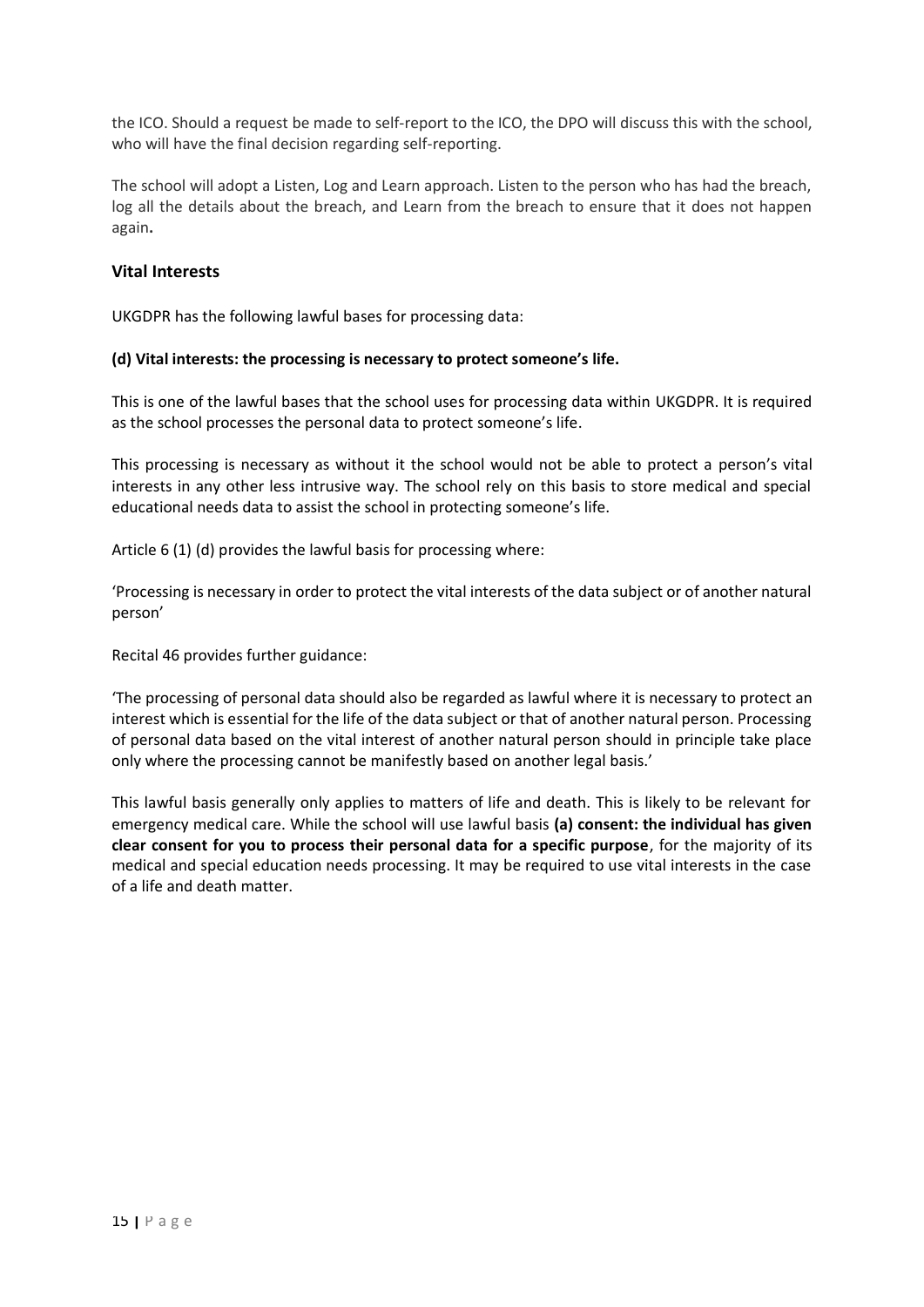the ICO. Should a request be made to self-report to the ICO, the DPO will discuss this with the school, who will have the final decision regarding self-reporting.

The school will adopt a Listen, Log and Learn approach. Listen to the person who has had the breach, log all the details about the breach, and Learn from the breach to ensure that it does not happen again**.**

### Vital Interests

UKGDPR has the following lawful bases for processing data:

**(d) Vital interests: the processing is necessary to protect someone's life.**

This is one of the lawful bases that the school uses for processing data within UKGDPR. It is required as the school processes the personal data to protect someone's life.

This processing is necessary as without it the school would not be able to protect a person's vital interests in any other less intrusive way. The school rely on this basis to store medical and special educational needs data to assist the school in protecting someone's life.

Article 6 (1) (d) provides the lawful basis for processing where:

'Processing is necessary in order to protect the vital interests of the data subject or of another natural person'

Recital 46 provides further guidance:

'The processing of personal data should also be regarded as lawful where it is necessary to protect an interest which is essential for the life of the data subject or that of another natural person. Processing of personal data based on the vital interest of another natural person should in principle take place only where the processing cannot be manifestly based on another legal basis.'

This lawful basis generally only applies to matters of life and death. This is likely to be relevant for emergency medical care. While the school will use lawful basis **(a) consent: the individual has given clear consent for you to process their personal data for a specific purpose**, for the majority of its medical and special education needs processing. It may be required to use vital interests in the case of a life and death matter.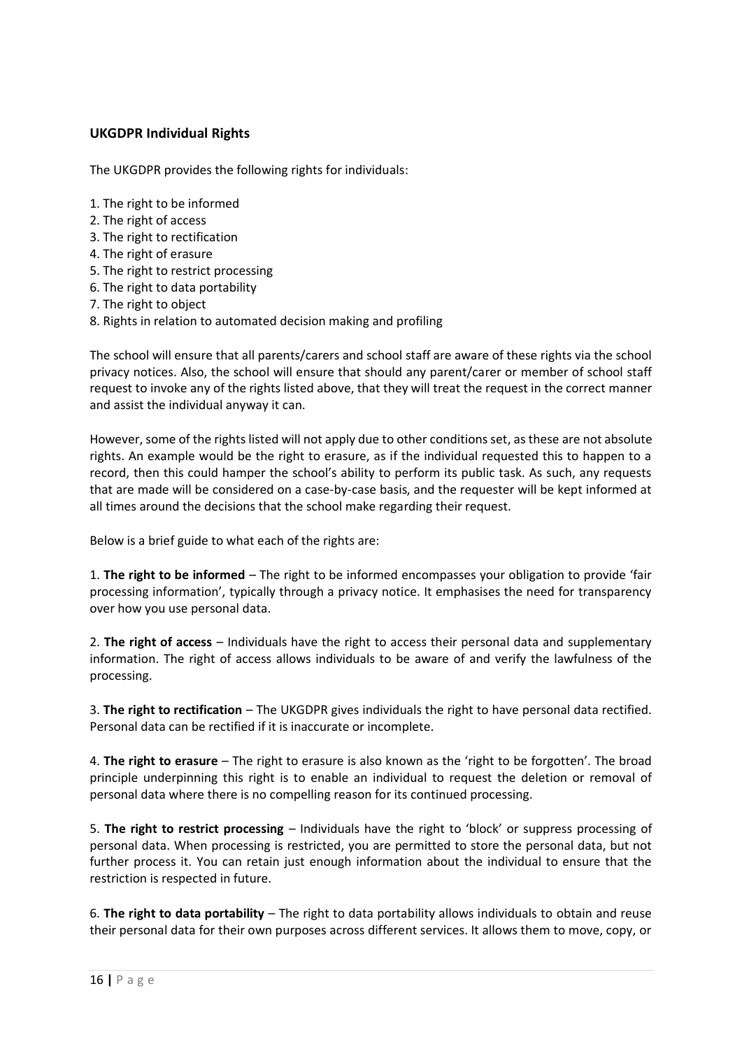**UKGDPR Individual Rights**

The UKGDPR provides the following rights for individuals:

1. The right to be informed
2. The right of access
3. The right to rectification
4. The right of erasure
5. The right to restrict processing
6. The right to data portability
7. The right to object
8. Rights in relation to automated decision making and profiling

The school will ensure that all parents/carers and school staff are aware of these rights via the school privacy notices. Also, the school will ensure that should any parent/carer or member of school staff request to invoke any of the rights listed above, that they will treat the request in the correct manner and assist the individual anyway it can.

However, some of the rights listed will not apply due to other conditions set, as these are not absolute rights. An example would be the right to erasure, as if the individual requested this to happen to a record, then this could hamper the school's ability to perform its public task. As such, any requests that are made will be considered on a case-by-case basis, and the requester will be kept informed at all times around the decisions that the school make regarding their request.

Below is a brief guide to what each of the rights are:

1. **The right to be informed** – The right to be informed encompasses your obligation to provide 'fair processing information', typically through a privacy notice. It emphasises the need for transparency over how you use personal data.

2. **The right of access** – Individuals have the right to access their personal data and supplementary information. The right of access allows individuals to be aware of and verify the lawfulness of the processing.

3. **The right to rectification** – The UKGDPR gives individuals the right to have personal data rectified. Personal data can be rectified if it is inaccurate or incomplete.

4. **The right to erasure** – The right to erasure is also known as the 'right to be forgotten'. The broad principle underpinning this right is to enable an individual to request the deletion or removal of personal data where there is no compelling reason for its continued processing.

5. **The right to restrict processing** – Individuals have the right to 'block' or suppress processing of personal data. When processing is restricted, you are permitted to store the personal data, but not further process it. You can retain just enough information about the individual to ensure that the restriction is respected in future.

6. **The right to data portability** – The right to data portability allows individuals to obtain and reuse their personal data for their own purposes across different services. It allows them to move, copy, or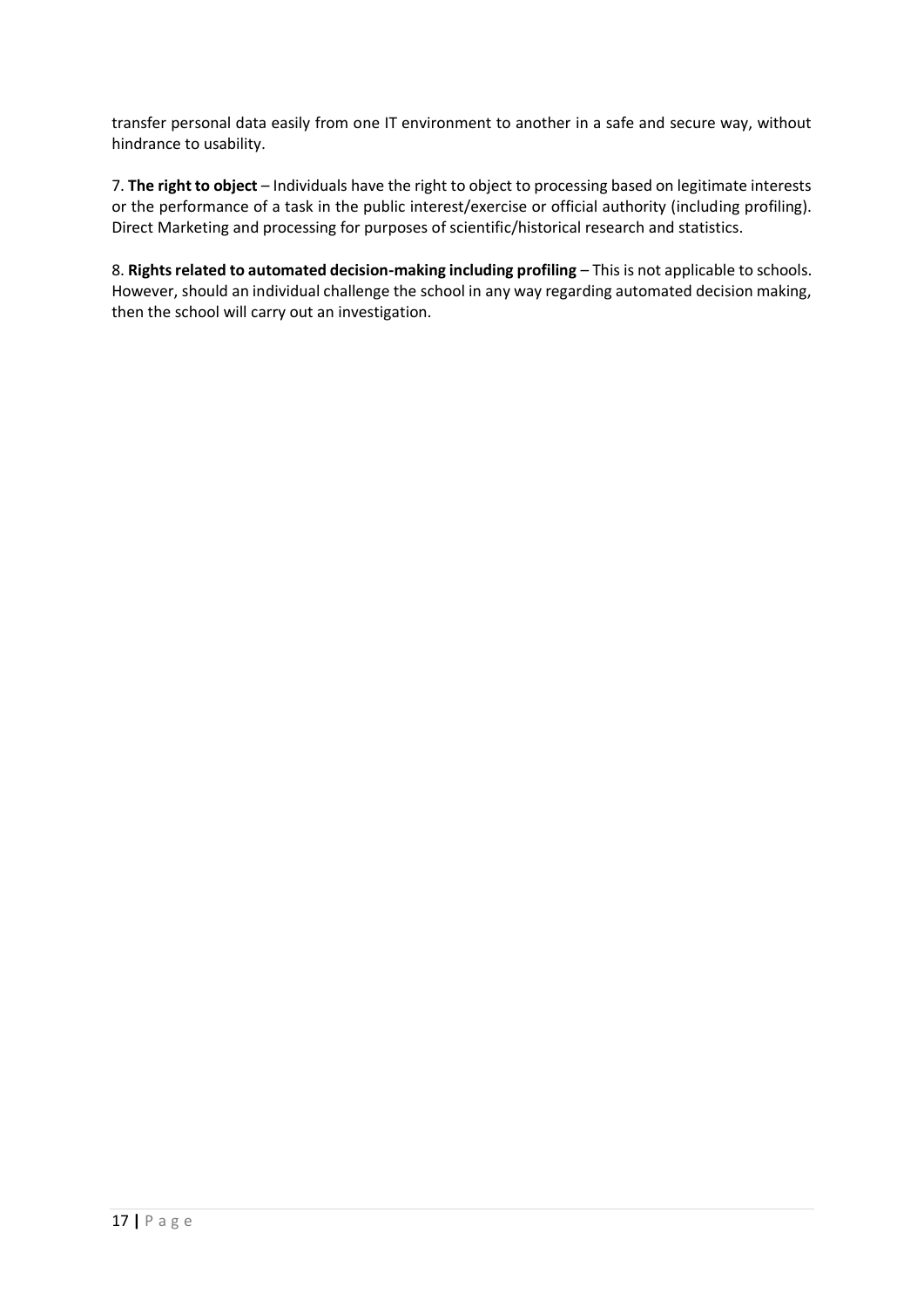transfer personal data easily from one IT environment to another in a safe and secure way, without hindrance to usability.

7. **The right to object** – Individuals have the right to object to processing based on legitimate interests or the performance of a task in the public interest/exercise or official authority (including profiling). Direct Marketing and processing for purposes of scientific/historical research and statistics.

8. **Rights related to automated decision-making including profiling** – This is not applicable to schools. However, should an individual challenge the school in any way regarding automated decision making, then the school will carry out an investigation.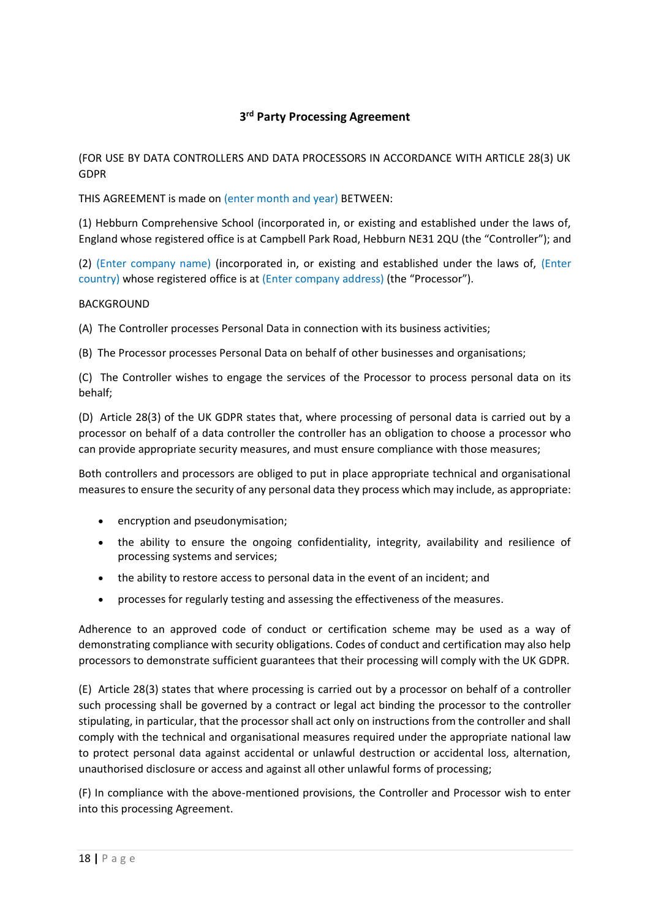## 3rd Party Processing Agreement

(FOR USE BY DATA CONTROLLERS AND DATA PROCESSORS IN ACCORDANCE WITH ARTICLE 28(3) UK GDPR

THIS AGREEMENT is made on (enter month and year) BETWEEN:

(1) Hebburn Comprehensive School (incorporated in, or existing and established under the laws of, England whose registered office is at Campbell Park Road, Hebburn NE31 2QU (the "Controller"); and

(2) (Enter company name) (incorporated in, or existing and established under the laws of, (Enter country) whose registered office is at (Enter company address) (the "Processor").

BACKGROUND

(A) The Controller processes Personal Data in connection with its business activities;

(B) The Processor processes Personal Data on behalf of other businesses and organisations;

(C) The Controller wishes to engage the services of the Processor to process personal data on its behalf;

(D) Article 28(3) of the UK GDPR states that, where processing of personal data is carried out by a processor on behalf of a data controller the controller has an obligation to choose a processor who can provide appropriate security measures, and must ensure compliance with those measures;

Both controllers and processors are obliged to put in place appropriate technical and organisational measures to ensure the security of any personal data they process which may include, as appropriate:

- encryption and pseudonymisation;
- the ability to ensure the ongoing confidentiality, integrity, availability and resilience of processing systems and services;
- the ability to restore access to personal data in the event of an incident; and
- processes for regularly testing and assessing the effectiveness of the measures.

Adherence to an approved code of conduct or certification scheme may be used as a way of demonstrating compliance with security obligations. Codes of conduct and certification may also help processors to demonstrate sufficient guarantees that their processing will comply with the UK GDPR.

(E) Article 28(3) states that where processing is carried out by a processor on behalf of a controller such processing shall be governed by a contract or legal act binding the processor to the controller stipulating, in particular, that the processor shall act only on instructions from the controller and shall comply with the technical and organisational measures required under the appropriate national law to protect personal data against accidental or unlawful destruction or accidental loss, alternation, unauthorised disclosure or access and against all other unlawful forms of processing;

(F) In compliance with the above-mentioned provisions, the Controller and Processor wish to enter into this processing Agreement.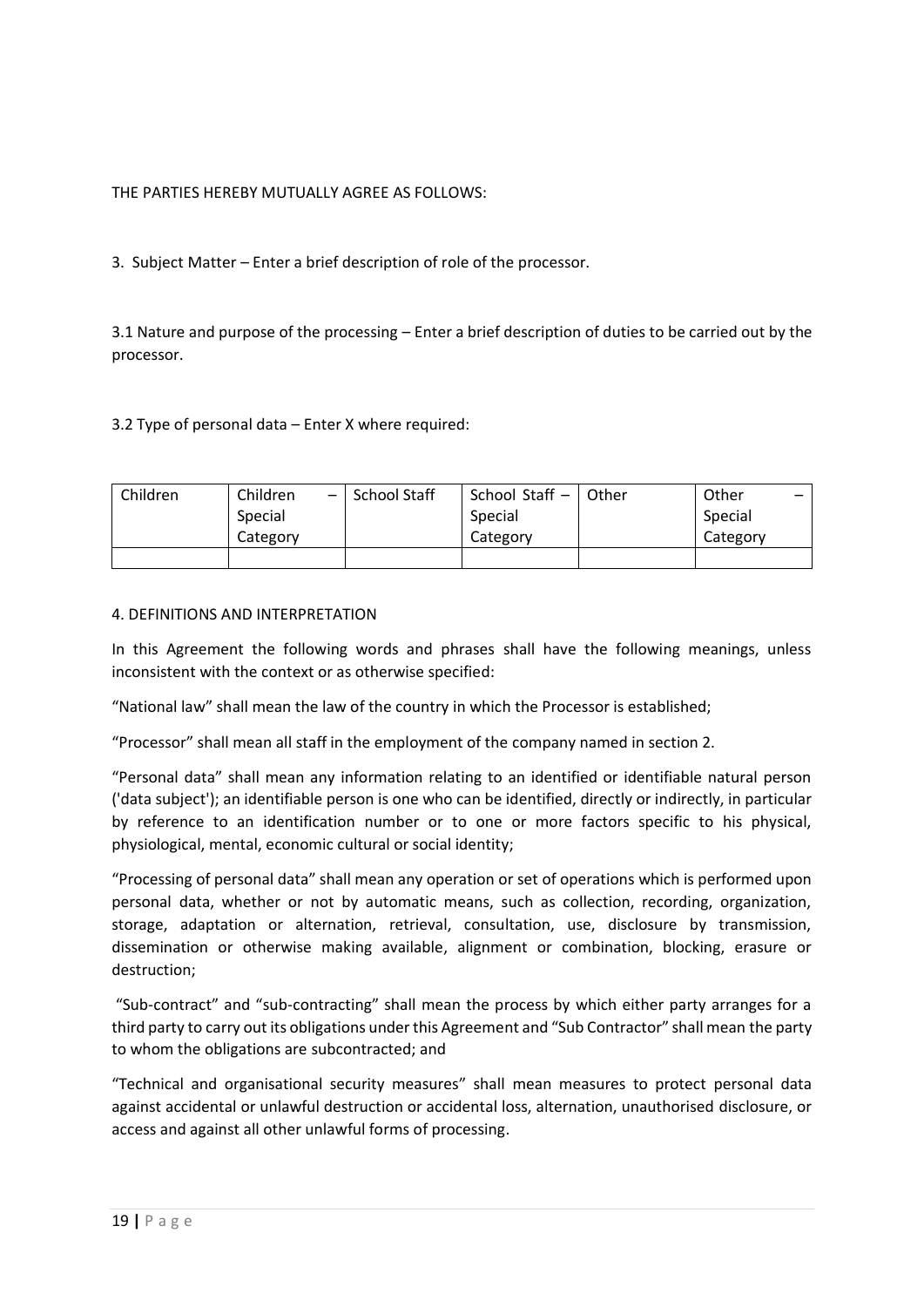THE PARTIES HEREBY MUTUALLY AGREE AS FOLLOWS:

3. Subject Matter – Enter a brief description of role of the processor.

3.1 Nature and purpose of the processing – Enter a brief description of duties to be carried out by the processor.

3.2 Type of personal data – Enter X where required:

| Children | Children – Special Category | School Staff | School Staff – Special Category | Other | Other – Special Category |
|---|---|---|---|---|---|
| | | | | | |

4. DEFINITIONS AND INTERPRETATION

In this Agreement the following words and phrases shall have the following meanings, unless inconsistent with the context or as otherwise specified:

"National law" shall mean the law of the country in which the Processor is established;

"Processor" shall mean all staff in the employment of the company named in section 2.

"Personal data" shall mean any information relating to an identified or identifiable natural person ('data subject'); an identifiable person is one who can be identified, directly or indirectly, in particular by reference to an identification number or to one or more factors specific to his physical, physiological, mental, economic cultural or social identity;

"Processing of personal data" shall mean any operation or set of operations which is performed upon personal data, whether or not by automatic means, such as collection, recording, organization, storage, adaptation or alternation, retrieval, consultation, use, disclosure by transmission, dissemination or otherwise making available, alignment or combination, blocking, erasure or destruction;

"Sub-contract" and "sub-contracting" shall mean the process by which either party arranges for a third party to carry out its obligations under this Agreement and "Sub Contractor" shall mean the party to whom the obligations are subcontracted; and

"Technical and organisational security measures" shall mean measures to protect personal data against accidental or unlawful destruction or accidental loss, alternation, unauthorised disclosure, or access and against all other unlawful forms of processing.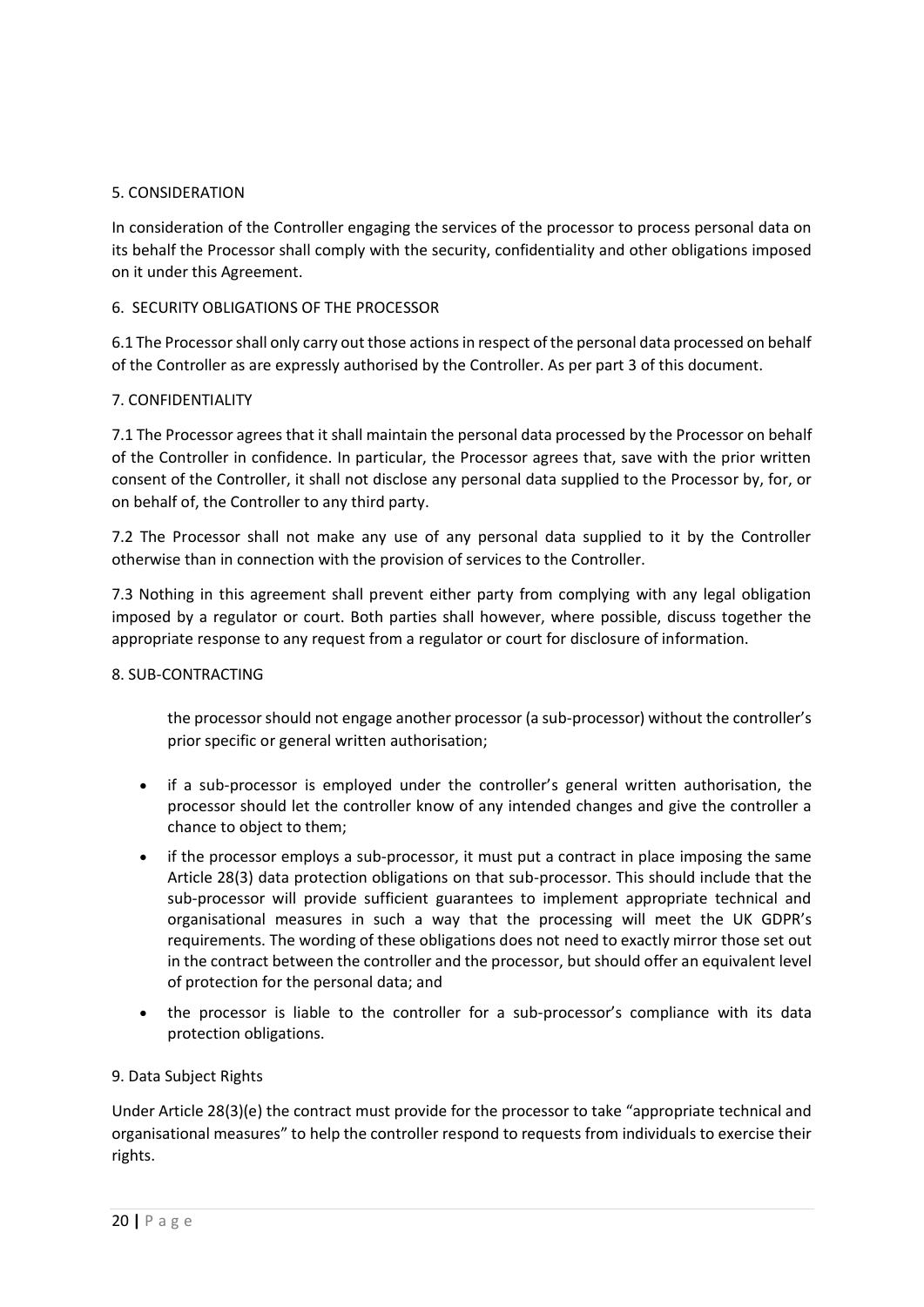## 5. CONSIDERATION

In consideration of the Controller engaging the services of the processor to process personal data on its behalf the Processor shall comply with the security, confidentiality and other obligations imposed on it under this Agreement.

## 6. SECURITY OBLIGATIONS OF THE PROCESSOR

6.1 The Processor shall only carry out those actions in respect of the personal data processed on behalf of the Controller as are expressly authorised by the Controller. As per part 3 of this document.

## 7. CONFIDENTIALITY

7.1 The Processor agrees that it shall maintain the personal data processed by the Processor on behalf of the Controller in confidence. In particular, the Processor agrees that, save with the prior written consent of the Controller, it shall not disclose any personal data supplied to the Processor by, for, or on behalf of, the Controller to any third party.

7.2 The Processor shall not make any use of any personal data supplied to it by the Controller otherwise than in connection with the provision of services to the Controller.

7.3 Nothing in this agreement shall prevent either party from complying with any legal obligation imposed by a regulator or court. Both parties shall however, where possible, discuss together the appropriate response to any request from a regulator or court for disclosure of information.

## 8. SUB-CONTRACTING

the processor should not engage another processor (a sub-processor) without the controller's prior specific or general written authorisation;

- if a sub-processor is employed under the controller's general written authorisation, the processor should let the controller know of any intended changes and give the controller a chance to object to them;
- if the processor employs a sub-processor, it must put a contract in place imposing the same Article 28(3) data protection obligations on that sub-processor. This should include that the sub-processor will provide sufficient guarantees to implement appropriate technical and organisational measures in such a way that the processing will meet the UK GDPR's requirements. The wording of these obligations does not need to exactly mirror those set out in the contract between the controller and the processor, but should offer an equivalent level of protection for the personal data; and
- the processor is liable to the controller for a sub-processor's compliance with its data protection obligations.

## 9. Data Subject Rights

Under Article 28(3)(e) the contract must provide for the processor to take "appropriate technical and organisational measures" to help the controller respond to requests from individuals to exercise their rights.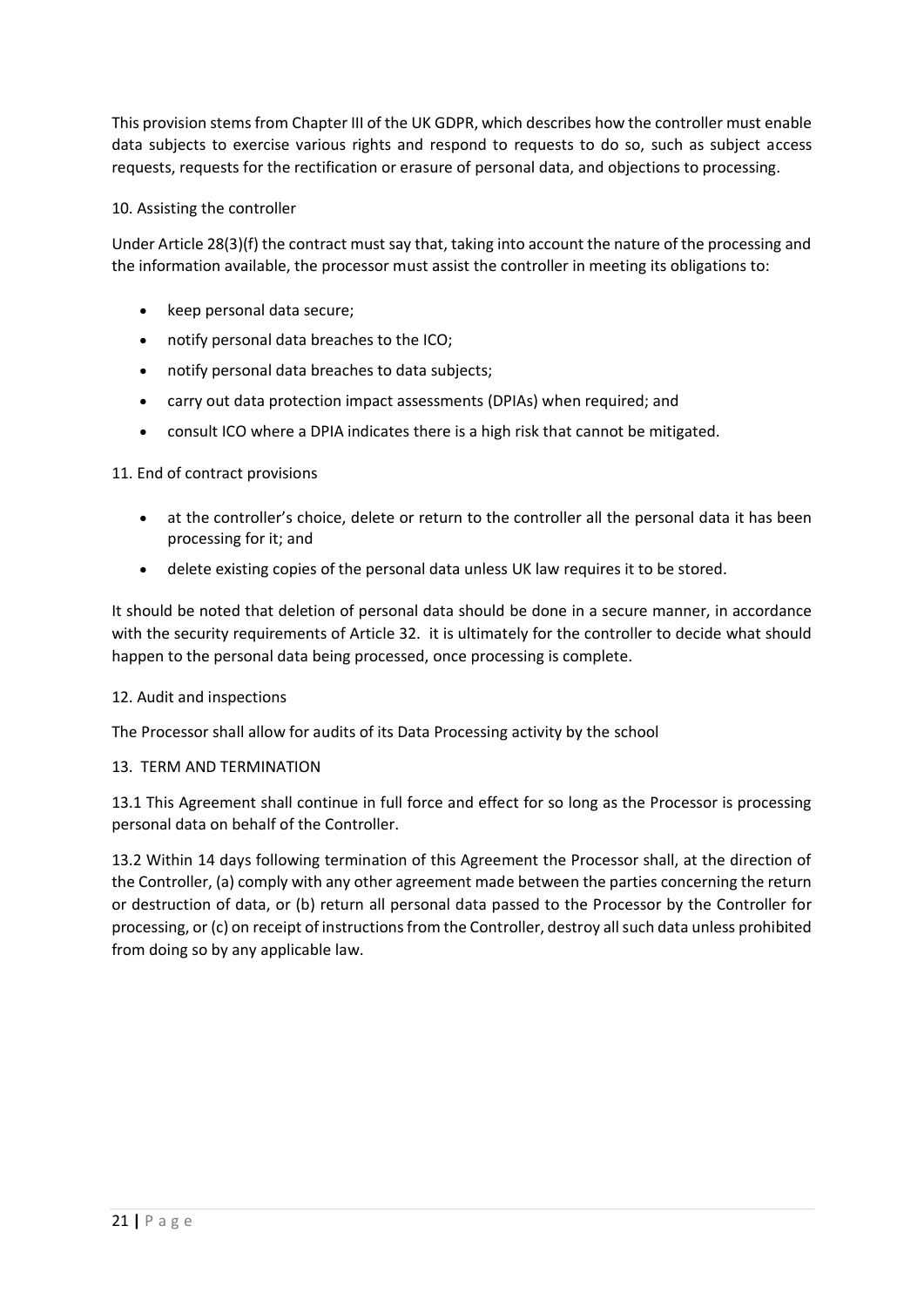This provision stems from Chapter III of the UK GDPR, which describes how the controller must enable data subjects to exercise various rights and respond to requests to do so, such as subject access requests, requests for the rectification or erasure of personal data, and objections to processing.

10. Assisting the controller

Under Article 28(3)(f) the contract must say that, taking into account the nature of the processing and the information available, the processor must assist the controller in meeting its obligations to:

- keep personal data secure;
- notify personal data breaches to the ICO;
- notify personal data breaches to data subjects;
- carry out data protection impact assessments (DPIAs) when required; and
- consult ICO where a DPIA indicates there is a high risk that cannot be mitigated.

11. End of contract provisions

- at the controller's choice, delete or return to the controller all the personal data it has been processing for it; and
- delete existing copies of the personal data unless UK law requires it to be stored.

It should be noted that deletion of personal data should be done in a secure manner, in accordance with the security requirements of Article 32. it is ultimately for the controller to decide what should happen to the personal data being processed, once processing is complete.

12. Audit and inspections

The Processor shall allow for audits of its Data Processing activity by the school

13. TERM AND TERMINATION

13.1 This Agreement shall continue in full force and effect for so long as the Processor is processing personal data on behalf of the Controller.

13.2 Within 14 days following termination of this Agreement the Processor shall, at the direction of the Controller, (a) comply with any other agreement made between the parties concerning the return or destruction of data, or (b) return all personal data passed to the Processor by the Controller for processing, or (c) on receipt of instructions from the Controller, destroy all such data unless prohibited from doing so by any applicable law.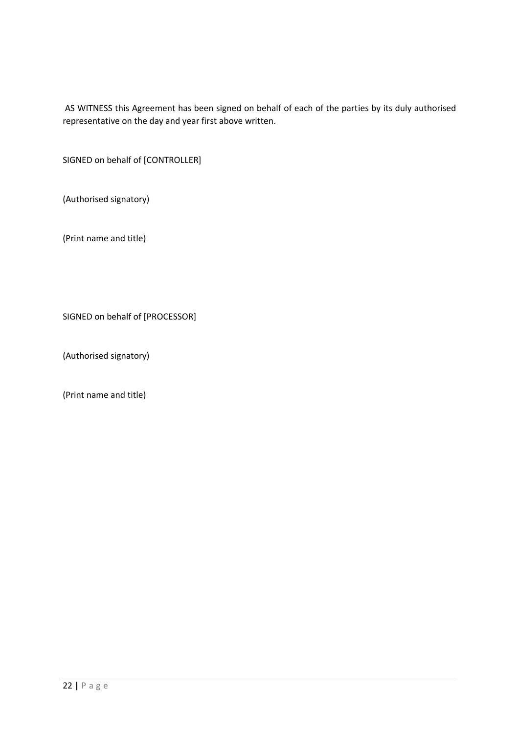AS WITNESS this Agreement has been signed on behalf of each of the parties by its duly authorised representative on the day and year first above written.

SIGNED on behalf of [CONTROLLER]

(Authorised signatory)

(Print name and title)

SIGNED on behalf of [PROCESSOR]

(Authorised signatory)

(Print name and title)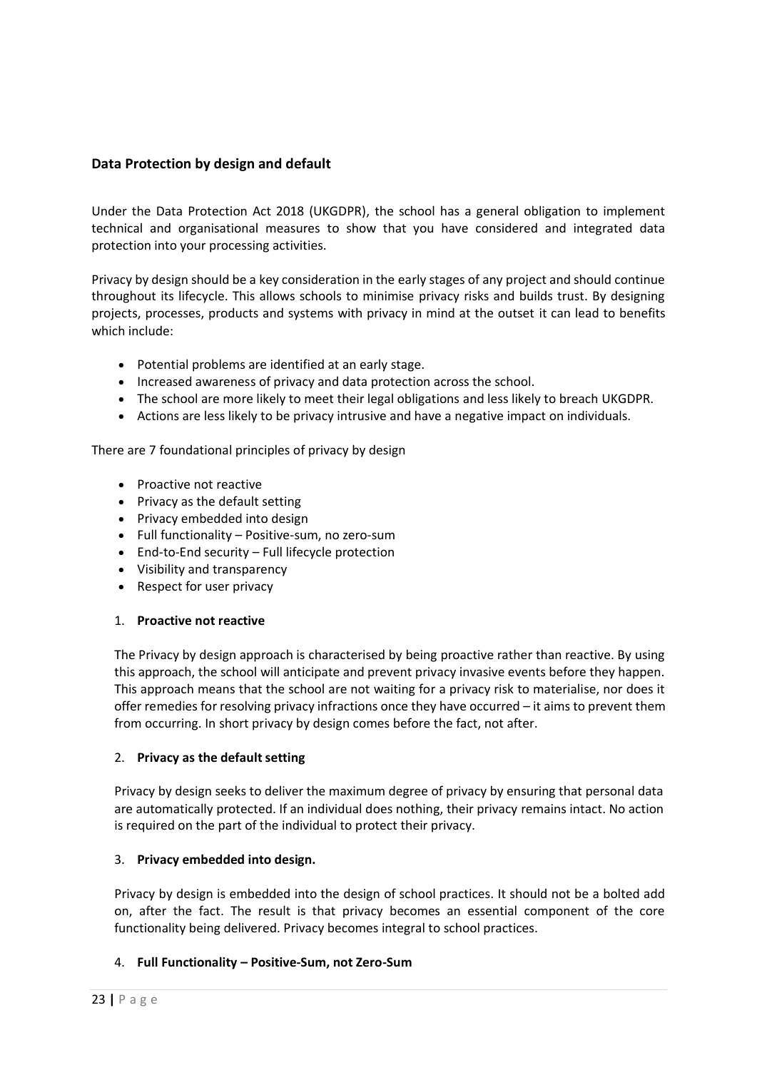## Data Protection by design and default

Under the Data Protection Act 2018 (UKGDPR), the school has a general obligation to implement technical and organisational measures to show that you have considered and integrated data protection into your processing activities.

Privacy by design should be a key consideration in the early stages of any project and should continue throughout its lifecycle. This allows schools to minimise privacy risks and builds trust. By designing projects, processes, products and systems with privacy in mind at the outset it can lead to benefits which include:

- Potential problems are identified at an early stage.
- Increased awareness of privacy and data protection across the school.
- The school are more likely to meet their legal obligations and less likely to breach UKGDPR.
- Actions are less likely to be privacy intrusive and have a negative impact on individuals.

There are 7 foundational principles of privacy by design

- Proactive not reactive
- Privacy as the default setting
- Privacy embedded into design
- Full functionality – Positive-sum, no zero-sum
- End-to-End security – Full lifecycle protection
- Visibility and transparency
- Respect for user privacy

1. **Proactive not reactive**

   The Privacy by design approach is characterised by being proactive rather than reactive. By using this approach, the school will anticipate and prevent privacy invasive events before they happen. This approach means that the school are not waiting for a privacy risk to materialise, nor does it offer remedies for resolving privacy infractions once they have occurred – it aims to prevent them from occurring. In short privacy by design comes before the fact, not after.

2. **Privacy as the default setting**

   Privacy by design seeks to deliver the maximum degree of privacy by ensuring that personal data are automatically protected. If an individual does nothing, their privacy remains intact. No action is required on the part of the individual to protect their privacy.

3. **Privacy embedded into design.**

   Privacy by design is embedded into the design of school practices. It should not be a bolted add on, after the fact. The result is that privacy becomes an essential component of the core functionality being delivered. Privacy becomes integral to school practices.

4. **Full Functionality – Positive-Sum, not Zero-Sum**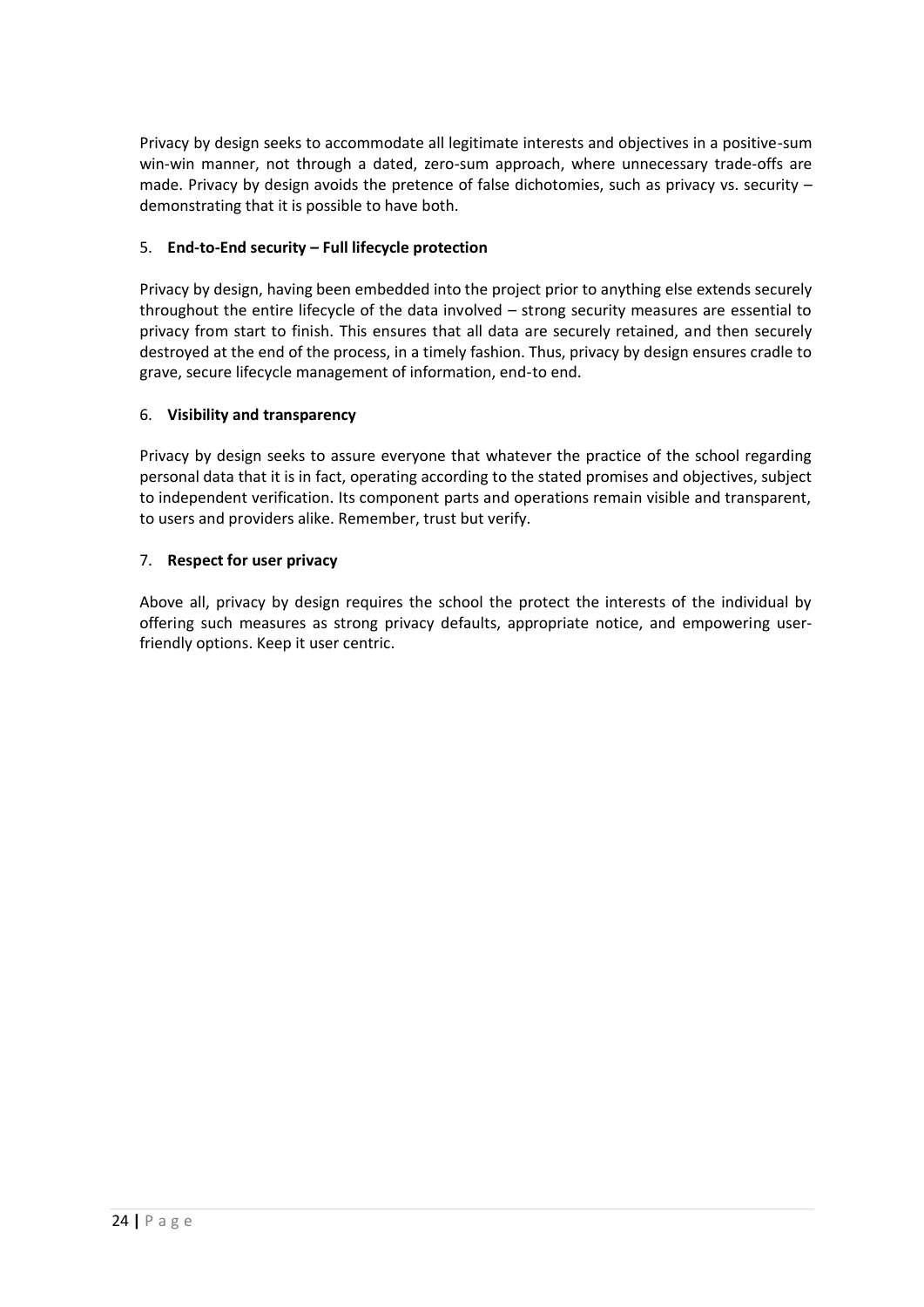Privacy by design seeks to accommodate all legitimate interests and objectives in a positive-sum win-win manner, not through a dated, zero-sum approach, where unnecessary trade-offs are made. Privacy by design avoids the pretence of false dichotomies, such as privacy vs. security – demonstrating that it is possible to have both.

5. **End-to-End security – Full lifecycle protection**

Privacy by design, having been embedded into the project prior to anything else extends securely throughout the entire lifecycle of the data involved – strong security measures are essential to privacy from start to finish. This ensures that all data are securely retained, and then securely destroyed at the end of the process, in a timely fashion. Thus, privacy by design ensures cradle to grave, secure lifecycle management of information, end-to end.

6. **Visibility and transparency**

Privacy by design seeks to assure everyone that whatever the practice of the school regarding personal data that it is in fact, operating according to the stated promises and objectives, subject to independent verification. Its component parts and operations remain visible and transparent, to users and providers alike. Remember, trust but verify.

7. **Respect for user privacy**

Above all, privacy by design requires the school the protect the interests of the individual by offering such measures as strong privacy defaults, appropriate notice, and empowering user-friendly options. Keep it user centric.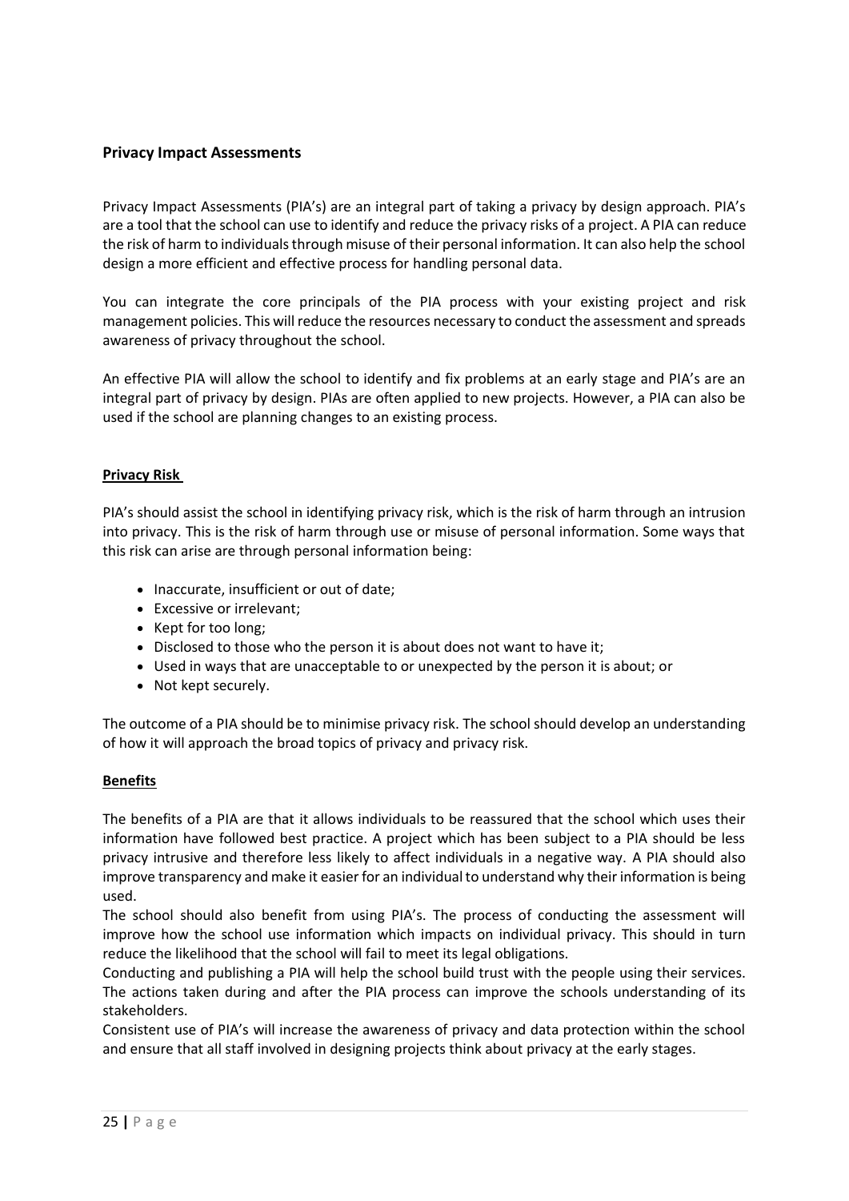## Privacy Impact Assessments

Privacy Impact Assessments (PIA's) are an integral part of taking a privacy by design approach. PIA's are a tool that the school can use to identify and reduce the privacy risks of a project. A PIA can reduce the risk of harm to individuals through misuse of their personal information. It can also help the school design a more efficient and effective process for handling personal data.

You can integrate the core principals of the PIA process with your existing project and risk management policies. This will reduce the resources necessary to conduct the assessment and spreads awareness of privacy throughout the school.

An effective PIA will allow the school to identify and fix problems at an early stage and PIA's are an integral part of privacy by design. PIAs are often applied to new projects. However, a PIA can also be used if the school are planning changes to an existing process.

### Privacy Risk

PIA's should assist the school in identifying privacy risk, which is the risk of harm through an intrusion into privacy. This is the risk of harm through use or misuse of personal information. Some ways that this risk can arise are through personal information being:

- Inaccurate, insufficient or out of date;
- Excessive or irrelevant;
- Kept for too long;
- Disclosed to those who the person it is about does not want to have it;
- Used in ways that are unacceptable to or unexpected by the person it is about; or
- Not kept securely.

The outcome of a PIA should be to minimise privacy risk. The school should develop an understanding of how it will approach the broad topics of privacy and privacy risk.

### Benefits

The benefits of a PIA are that it allows individuals to be reassured that the school which uses their information have followed best practice. A project which has been subject to a PIA should be less privacy intrusive and therefore less likely to affect individuals in a negative way. A PIA should also improve transparency and make it easier for an individual to understand why their information is being used.

The school should also benefit from using PIA's. The process of conducting the assessment will improve how the school use information which impacts on individual privacy. This should in turn reduce the likelihood that the school will fail to meet its legal obligations.

Conducting and publishing a PIA will help the school build trust with the people using their services. The actions taken during and after the PIA process can improve the schools understanding of its stakeholders.

Consistent use of PIA's will increase the awareness of privacy and data protection within the school and ensure that all staff involved in designing projects think about privacy at the early stages.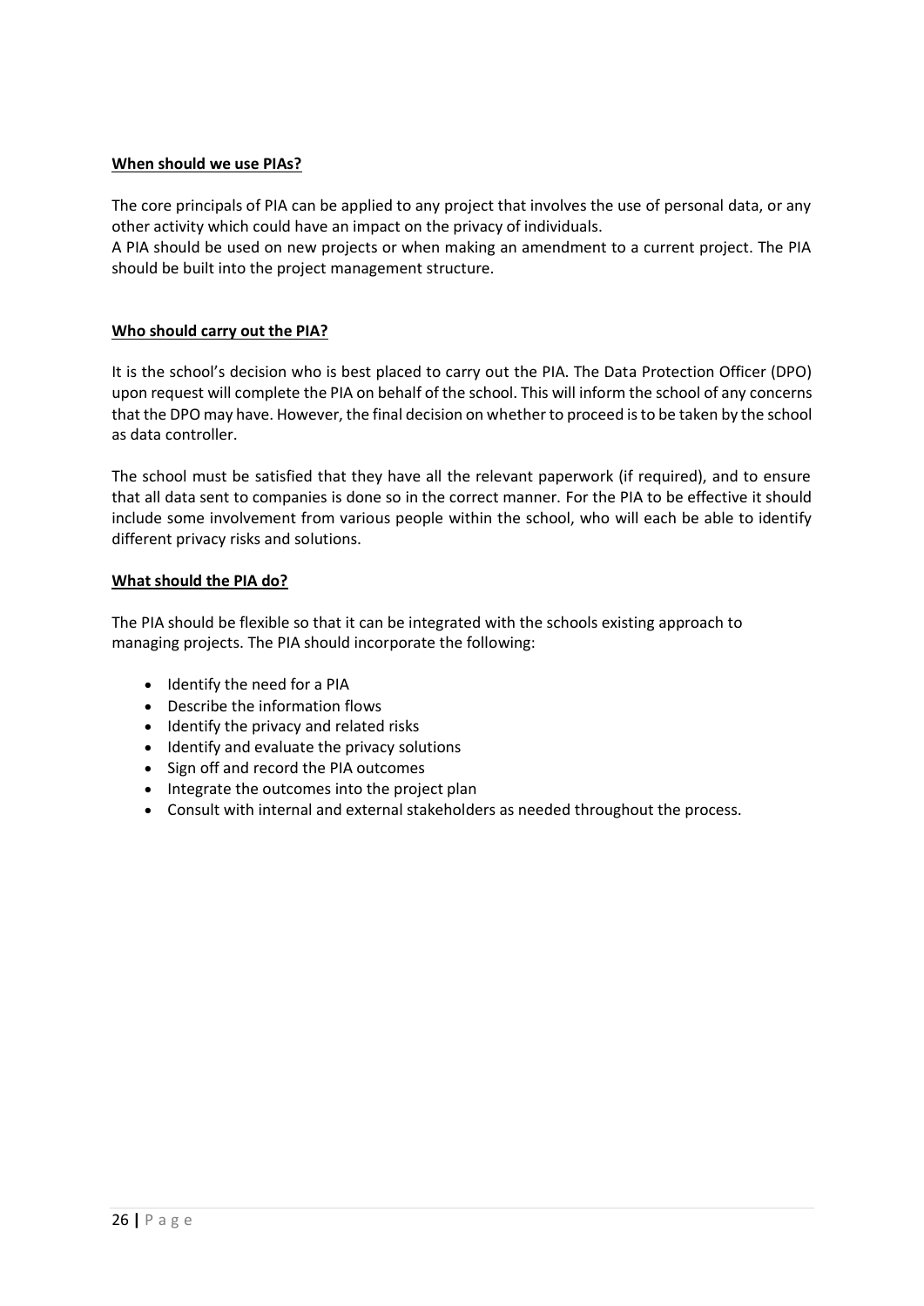**When should we use PIAs?**

The core principals of PIA can be applied to any project that involves the use of personal data, or any other activity which could have an impact on the privacy of individuals.
A PIA should be used on new projects or when making an amendment to a current project. The PIA should be built into the project management structure.

**Who should carry out the PIA?**

It is the school's decision who is best placed to carry out the PIA. The Data Protection Officer (DPO) upon request will complete the PIA on behalf of the school. This will inform the school of any concerns that the DPO may have. However, the final decision on whether to proceed is to be taken by the school as data controller.

The school must be satisfied that they have all the relevant paperwork (if required), and to ensure that all data sent to companies is done so in the correct manner. For the PIA to be effective it should include some involvement from various people within the school, who will each be able to identify different privacy risks and solutions.

**What should the PIA do?**

The PIA should be flexible so that it can be integrated with the schools existing approach to managing projects. The PIA should incorporate the following:

- Identify the need for a PIA
- Describe the information flows
- Identify the privacy and related risks
- Identify and evaluate the privacy solutions
- Sign off and record the PIA outcomes
- Integrate the outcomes into the project plan
- Consult with internal and external stakeholders as needed throughout the process.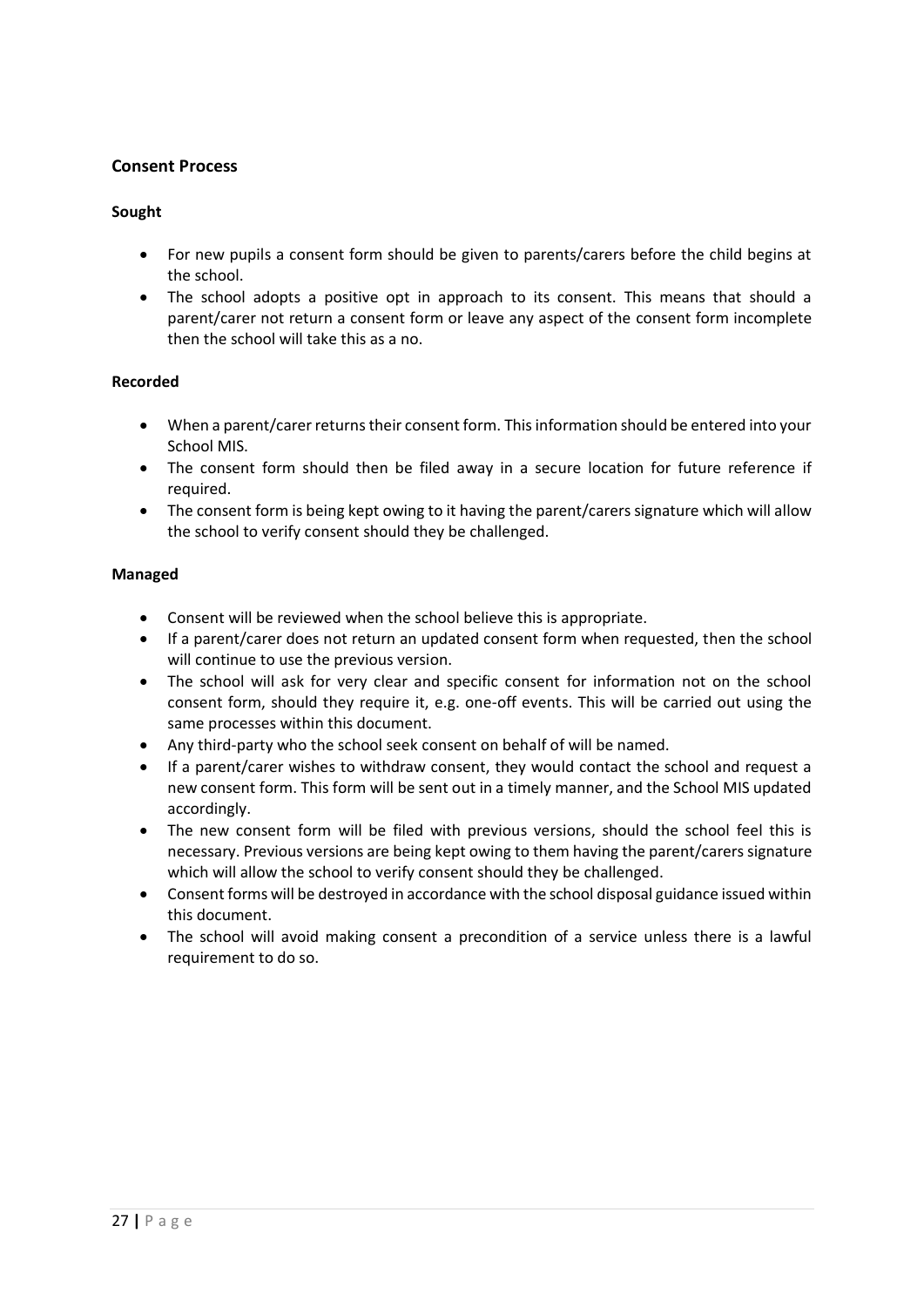### Consent Process

#### Sought

- For new pupils a consent form should be given to parents/carers before the child begins at the school.
- The school adopts a positive opt in approach to its consent. This means that should a parent/carer not return a consent form or leave any aspect of the consent form incomplete then the school will take this as a no.

#### Recorded

- When a parent/carer returns their consent form. This information should be entered into your School MIS.
- The consent form should then be filed away in a secure location for future reference if required.
- The consent form is being kept owing to it having the parent/carers signature which will allow the school to verify consent should they be challenged.

#### Managed

- Consent will be reviewed when the school believe this is appropriate.
- If a parent/carer does not return an updated consent form when requested, then the school will continue to use the previous version.
- The school will ask for very clear and specific consent for information not on the school consent form, should they require it, e.g. one-off events. This will be carried out using the same processes within this document.
- Any third-party who the school seek consent on behalf of will be named.
- If a parent/carer wishes to withdraw consent, they would contact the school and request a new consent form. This form will be sent out in a timely manner, and the School MIS updated accordingly.
- The new consent form will be filed with previous versions, should the school feel this is necessary. Previous versions are being kept owing to them having the parent/carers signature which will allow the school to verify consent should they be challenged.
- Consent forms will be destroyed in accordance with the school disposal guidance issued within this document.
- The school will avoid making consent a precondition of a service unless there is a lawful requirement to do so.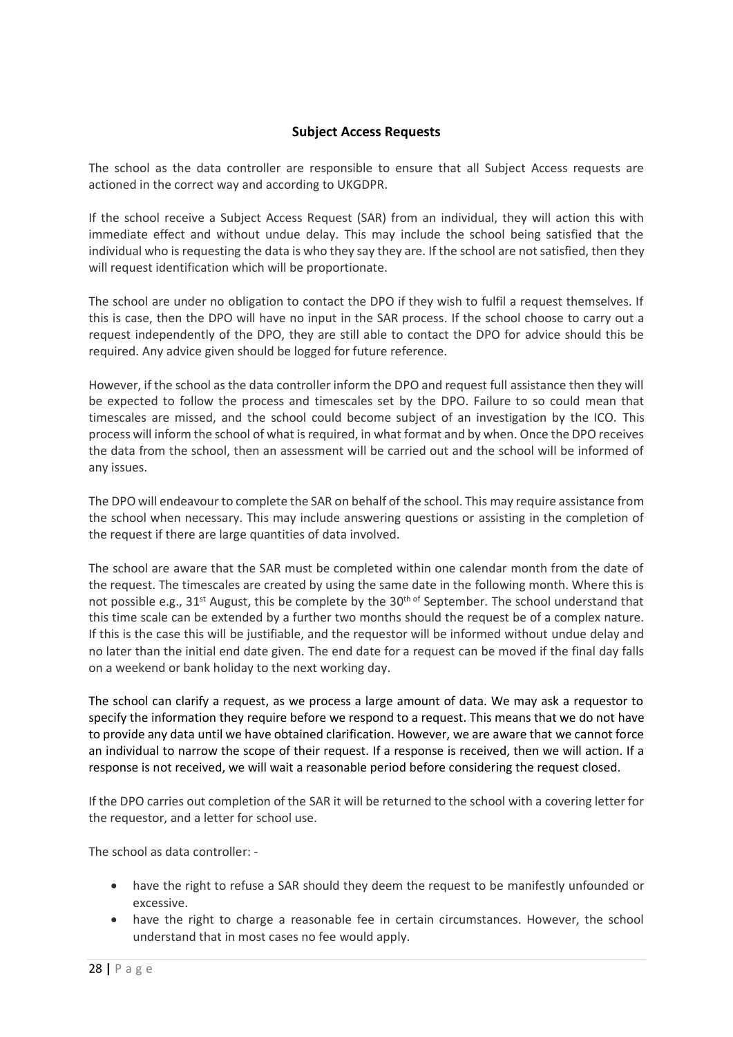## Subject Access Requests

The school as the data controller are responsible to ensure that all Subject Access requests are actioned in the correct way and according to UKGDPR.

If the school receive a Subject Access Request (SAR) from an individual, they will action this with immediate effect and without undue delay. This may include the school being satisfied that the individual who is requesting the data is who they say they are. If the school are not satisfied, then they will request identification which will be proportionate.

The school are under no obligation to contact the DPO if they wish to fulfil a request themselves. If this is case, then the DPO will have no input in the SAR process. If the school choose to carry out a request independently of the DPO, they are still able to contact the DPO for advice should this be required. Any advice given should be logged for future reference.

However, if the school as the data controller inform the DPO and request full assistance then they will be expected to follow the process and timescales set by the DPO. Failure to so could mean that timescales are missed, and the school could become subject of an investigation by the ICO. This process will inform the school of what is required, in what format and by when. Once the DPO receives the data from the school, then an assessment will be carried out and the school will be informed of any issues.

The DPO will endeavour to complete the SAR on behalf of the school. This may require assistance from the school when necessary. This may include answering questions or assisting in the completion of the request if there are large quantities of data involved.

The school are aware that the SAR must be completed within one calendar month from the date of the request. The timescales are created by using the same date in the following month. Where this is not possible e.g., 31st August, this be complete by the 30th of September. The school understand that this time scale can be extended by a further two months should the request be of a complex nature. If this is the case this will be justifiable, and the requestor will be informed without undue delay and no later than the initial end date given. The end date for a request can be moved if the final day falls on a weekend or bank holiday to the next working day.

The school can clarify a request, as we process a large amount of data. We may ask a requestor to specify the information they require before we respond to a request. This means that we do not have to provide any data until we have obtained clarification. However, we are aware that we cannot force an individual to narrow the scope of their request. If a response is received, then we will action. If a response is not received, we will wait a reasonable period before considering the request closed.

If the DPO carries out completion of the SAR it will be returned to the school with a covering letter for the requestor, and a letter for school use.

The school as data controller: -

- have the right to refuse a SAR should they deem the request to be manifestly unfounded or excessive.
- have the right to charge a reasonable fee in certain circumstances. However, the school understand that in most cases no fee would apply.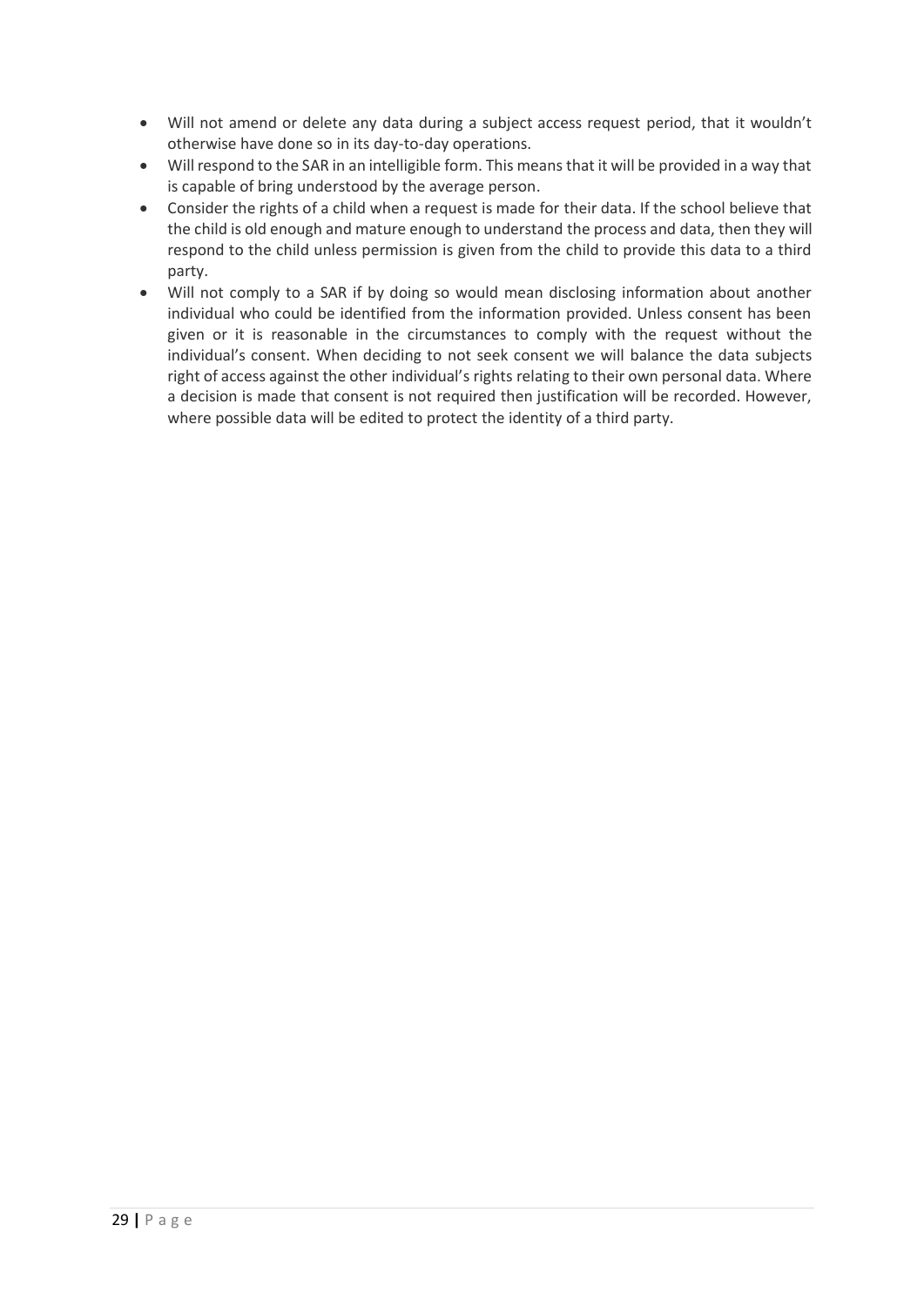- Will not amend or delete any data during a subject access request period, that it wouldn't otherwise have done so in its day-to-day operations.
- Will respond to the SAR in an intelligible form. This means that it will be provided in a way that is capable of bring understood by the average person.
- Consider the rights of a child when a request is made for their data. If the school believe that the child is old enough and mature enough to understand the process and data, then they will respond to the child unless permission is given from the child to provide this data to a third party.
- Will not comply to a SAR if by doing so would mean disclosing information about another individual who could be identified from the information provided. Unless consent has been given or it is reasonable in the circumstances to comply with the request without the individual's consent. When deciding to not seek consent we will balance the data subjects right of access against the other individual's rights relating to their own personal data. Where a decision is made that consent is not required then justification will be recorded. However, where possible data will be edited to protect the identity of a third party.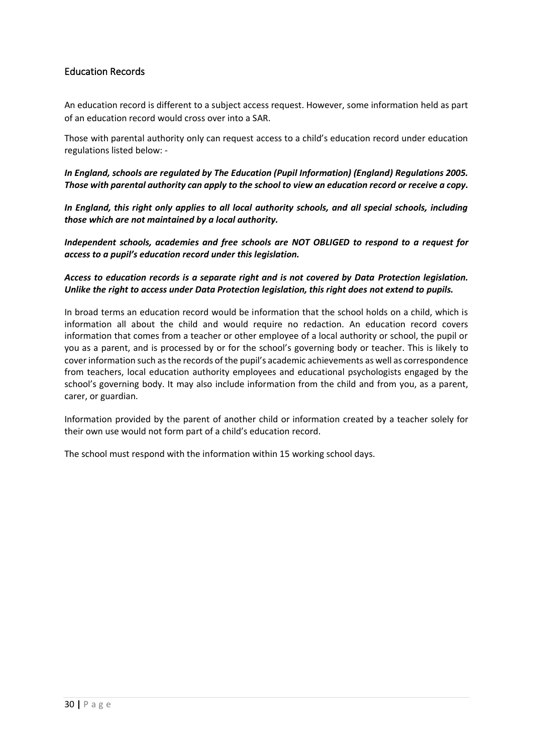## Education Records

An education record is different to a subject access request. However, some information held as part of an education record would cross over into a SAR.

Those with parental authority only can request access to a child's education record under education regulations listed below: -

***In England, schools are regulated by The Education (Pupil Information) (England) Regulations 2005. Those with parental authority can apply to the school to view an education record or receive a copy.***

***In England, this right only applies to all local authority schools, and all special schools, including those which are not maintained by a local authority.***

***Independent schools, academies and free schools are NOT OBLIGED to respond to a request for access to a pupil's education record under this legislation.***

***Access to education records is a separate right and is not covered by Data Protection legislation. Unlike the right to access under Data Protection legislation, this right does not extend to pupils.***

In broad terms an education record would be information that the school holds on a child, which is information all about the child and would require no redaction. An education record covers information that comes from a teacher or other employee of a local authority or school, the pupil or you as a parent, and is processed by or for the school's governing body or teacher. This is likely to cover information such as the records of the pupil's academic achievements as well as correspondence from teachers, local education authority employees and educational psychologists engaged by the school's governing body. It may also include information from the child and from you, as a parent, carer, or guardian.

Information provided by the parent of another child or information created by a teacher solely for their own use would not form part of a child's education record.

The school must respond with the information within 15 working school days.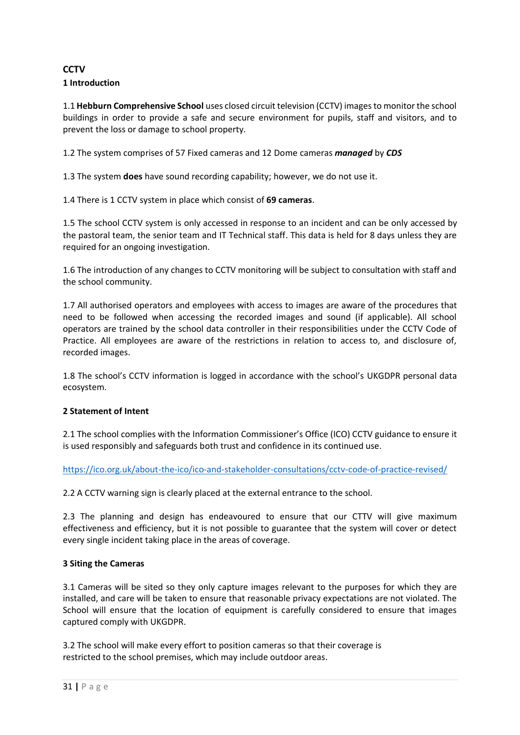**CCTV**

**1 Introduction**

1.1 **Hebburn Comprehensive School** uses closed circuit television (CCTV) images to monitor the school buildings in order to provide a safe and secure environment for pupils, staff and visitors, and to prevent the loss or damage to school property.

1.2 The system comprises of 57 Fixed cameras and 12 Dome cameras ***managed*** by ***CDS***

1.3 The system **does** have sound recording capability; however, we do not use it.

1.4 There is 1 CCTV system in place which consist of **69 cameras**.

1.5 The school CCTV system is only accessed in response to an incident and can be only accessed by the pastoral team, the senior team and IT Technical staff. This data is held for 8 days unless they are required for an ongoing investigation.

1.6 The introduction of any changes to CCTV monitoring will be subject to consultation with staff and the school community.

1.7 All authorised operators and employees with access to images are aware of the procedures that need to be followed when accessing the recorded images and sound (if applicable). All school operators are trained by the school data controller in their responsibilities under the CCTV Code of Practice. All employees are aware of the restrictions in relation to access to, and disclosure of, recorded images.

1.8 The school's CCTV information is logged in accordance with the school's UKGDPR personal data ecosystem.

**2 Statement of Intent**

2.1 The school complies with the Information Commissioner's Office (ICO) CCTV guidance to ensure it is used responsibly and safeguards both trust and confidence in its continued use.

https://ico.org.uk/about-the-ico/ico-and-stakeholder-consultations/cctv-code-of-practice-revised/

2.2 A CCTV warning sign is clearly placed at the external entrance to the school.

2.3 The planning and design has endeavoured to ensure that our CTTV will give maximum effectiveness and efficiency, but it is not possible to guarantee that the system will cover or detect every single incident taking place in the areas of coverage.

**3 Siting the Cameras**

3.1 Cameras will be sited so they only capture images relevant to the purposes for which they are installed, and care will be taken to ensure that reasonable privacy expectations are not violated. The School will ensure that the location of equipment is carefully considered to ensure that images captured comply with UKGDPR.

3.2 The school will make every effort to position cameras so that their coverage is restricted to the school premises, which may include outdoor areas.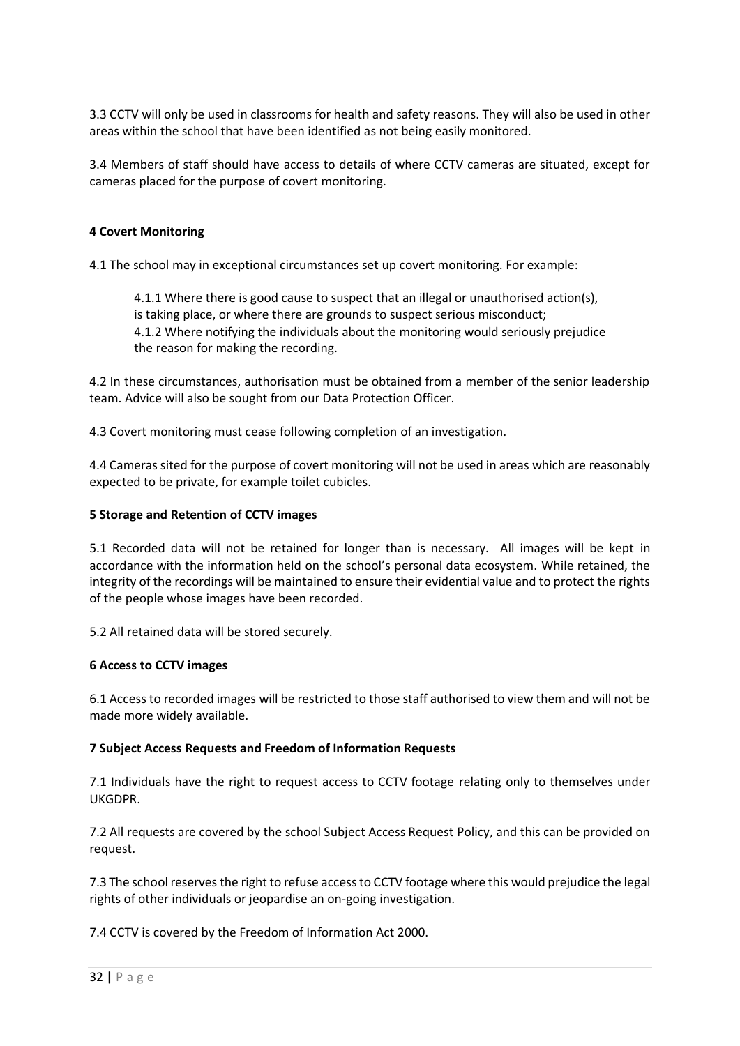3.3 CCTV will only be used in classrooms for health and safety reasons. They will also be used in other areas within the school that have been identified as not being easily monitored.

3.4 Members of staff should have access to details of where CCTV cameras are situated, except for cameras placed for the purpose of covert monitoring.

**4 Covert Monitoring**

4.1 The school may in exceptional circumstances set up covert monitoring. For example:

> 4.1.1 Where there is good cause to suspect that an illegal or unauthorised action(s), is taking place, or where there are grounds to suspect serious misconduct;
> 4.1.2 Where notifying the individuals about the monitoring would seriously prejudice the reason for making the recording.

4.2 In these circumstances, authorisation must be obtained from a member of the senior leadership team. Advice will also be sought from our Data Protection Officer.

4.3 Covert monitoring must cease following completion of an investigation.

4.4 Cameras sited for the purpose of covert monitoring will not be used in areas which are reasonably expected to be private, for example toilet cubicles.

**5 Storage and Retention of CCTV images**

5.1 Recorded data will not be retained for longer than is necessary. All images will be kept in accordance with the information held on the school's personal data ecosystem. While retained, the integrity of the recordings will be maintained to ensure their evidential value and to protect the rights of the people whose images have been recorded.

5.2 All retained data will be stored securely.

**6 Access to CCTV images**

6.1 Access to recorded images will be restricted to those staff authorised to view them and will not be made more widely available.

**7 Subject Access Requests and Freedom of Information Requests**

7.1 Individuals have the right to request access to CCTV footage relating only to themselves under UKGDPR.

7.2 All requests are covered by the school Subject Access Request Policy, and this can be provided on request.

7.3 The school reserves the right to refuse access to CCTV footage where this would prejudice the legal rights of other individuals or jeopardise an on-going investigation.

7.4 CCTV is covered by the Freedom of Information Act 2000.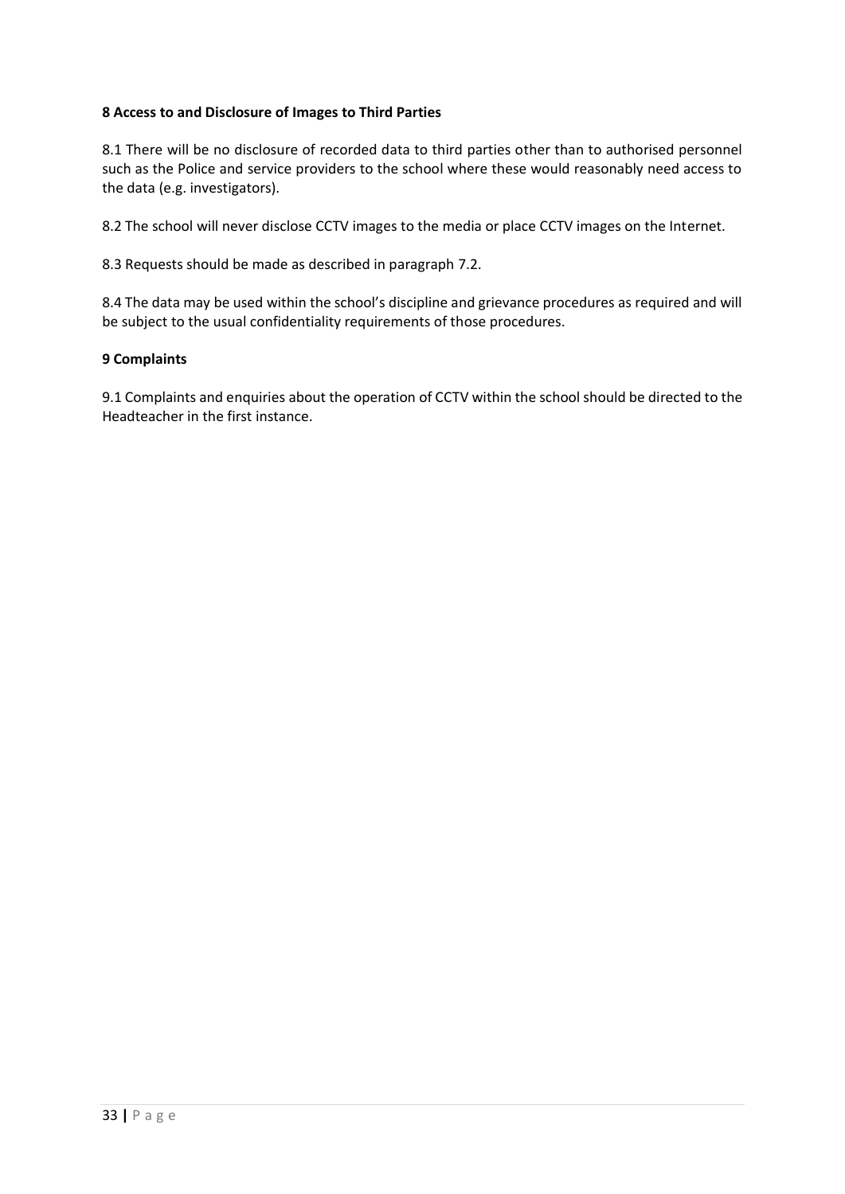**8 Access to and Disclosure of Images to Third Parties**

8.1 There will be no disclosure of recorded data to third parties other than to authorised personnel such as the Police and service providers to the school where these would reasonably need access to the data (e.g. investigators).

8.2 The school will never disclose CCTV images to the media or place CCTV images on the Internet.

8.3 Requests should be made as described in paragraph 7.2.

8.4 The data may be used within the school's discipline and grievance procedures as required and will be subject to the usual confidentiality requirements of those procedures.

**9 Complaints**

9.1 Complaints and enquiries about the operation of CCTV within the school should be directed to the Headteacher in the first instance.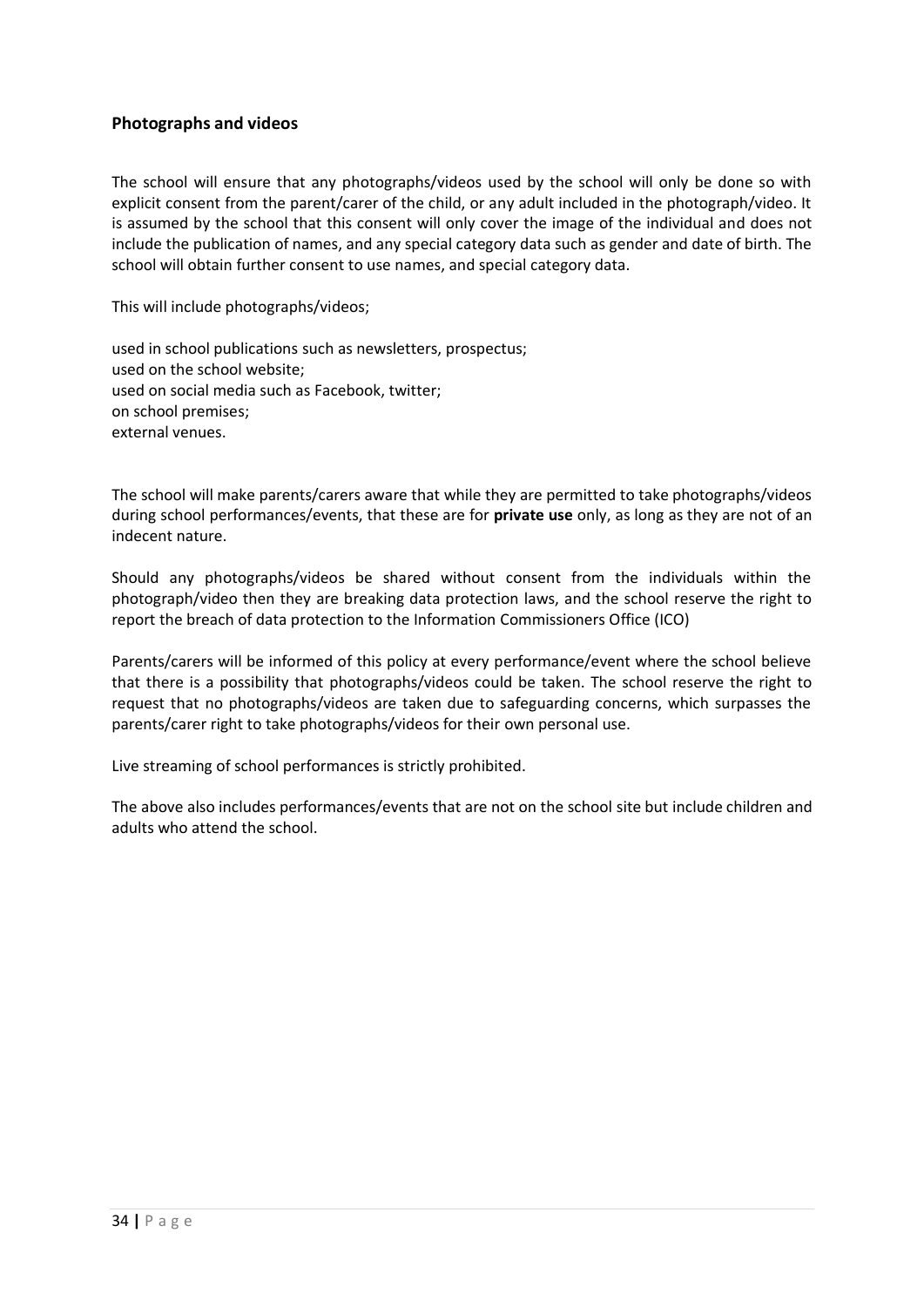### Photographs and videos

The school will ensure that any photographs/videos used by the school will only be done so with explicit consent from the parent/carer of the child, or any adult included in the photograph/video. It is assumed by the school that this consent will only cover the image of the individual and does not include the publication of names, and any special category data such as gender and date of birth. The school will obtain further consent to use names, and special category data.

This will include photographs/videos;

used in school publications such as newsletters, prospectus;
used on the school website;
used on social media such as Facebook, twitter;
on school premises;
external venues.

The school will make parents/carers aware that while they are permitted to take photographs/videos during school performances/events, that these are for **private use** only, as long as they are not of an indecent nature.

Should any photographs/videos be shared without consent from the individuals within the photograph/video then they are breaking data protection laws, and the school reserve the right to report the breach of data protection to the Information Commissioners Office (ICO)

Parents/carers will be informed of this policy at every performance/event where the school believe that there is a possibility that photographs/videos could be taken. The school reserve the right to request that no photographs/videos are taken due to safeguarding concerns, which surpasses the parents/carer right to take photographs/videos for their own personal use.

Live streaming of school performances is strictly prohibited.

The above also includes performances/events that are not on the school site but include children and adults who attend the school.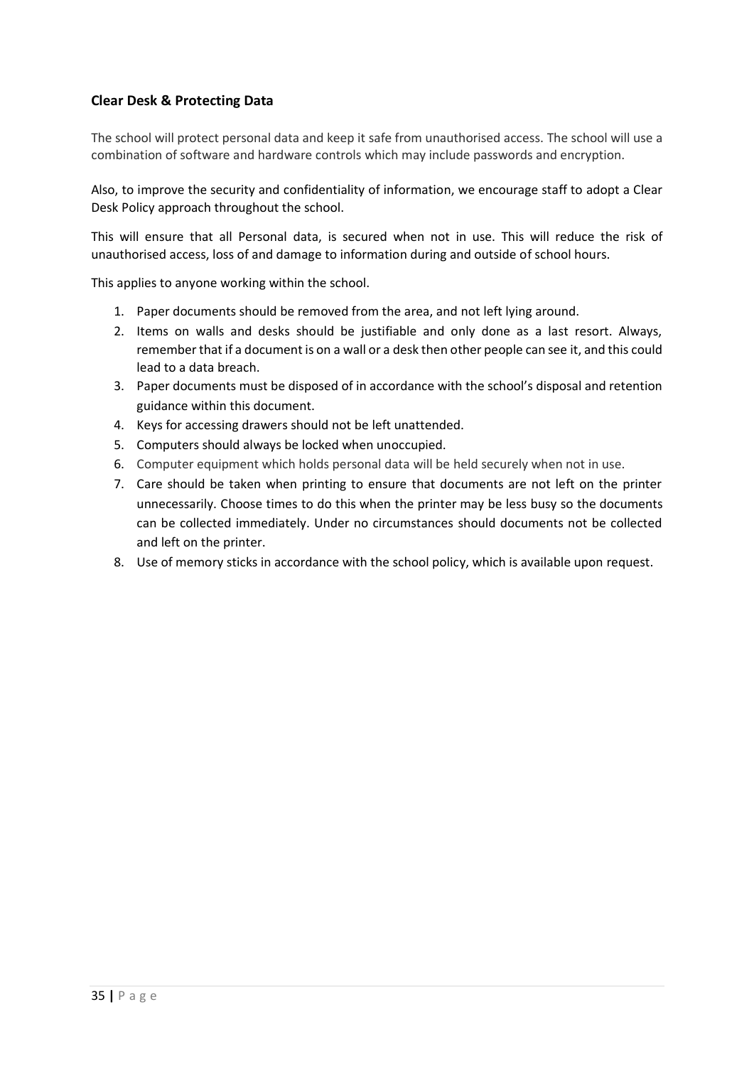### Clear Desk & Protecting Data

The school will protect personal data and keep it safe from unauthorised access. The school will use a combination of software and hardware controls which may include passwords and encryption.

Also, to improve the security and confidentiality of information, we encourage staff to adopt a Clear Desk Policy approach throughout the school.

This will ensure that all Personal data, is secured when not in use. This will reduce the risk of unauthorised access, loss of and damage to information during and outside of school hours.

This applies to anyone working within the school.

1. Paper documents should be removed from the area, and not left lying around.
2. Items on walls and desks should be justifiable and only done as a last resort. Always, remember that if a document is on a wall or a desk then other people can see it, and this could lead to a data breach.
3. Paper documents must be disposed of in accordance with the school's disposal and retention guidance within this document.
4. Keys for accessing drawers should not be left unattended.
5. Computers should always be locked when unoccupied.
6. Computer equipment which holds personal data will be held securely when not in use.
7. Care should be taken when printing to ensure that documents are not left on the printer unnecessarily. Choose times to do this when the printer may be less busy so the documents can be collected immediately. Under no circumstances should documents not be collected and left on the printer.
8. Use of memory sticks in accordance with the school policy, which is available upon request.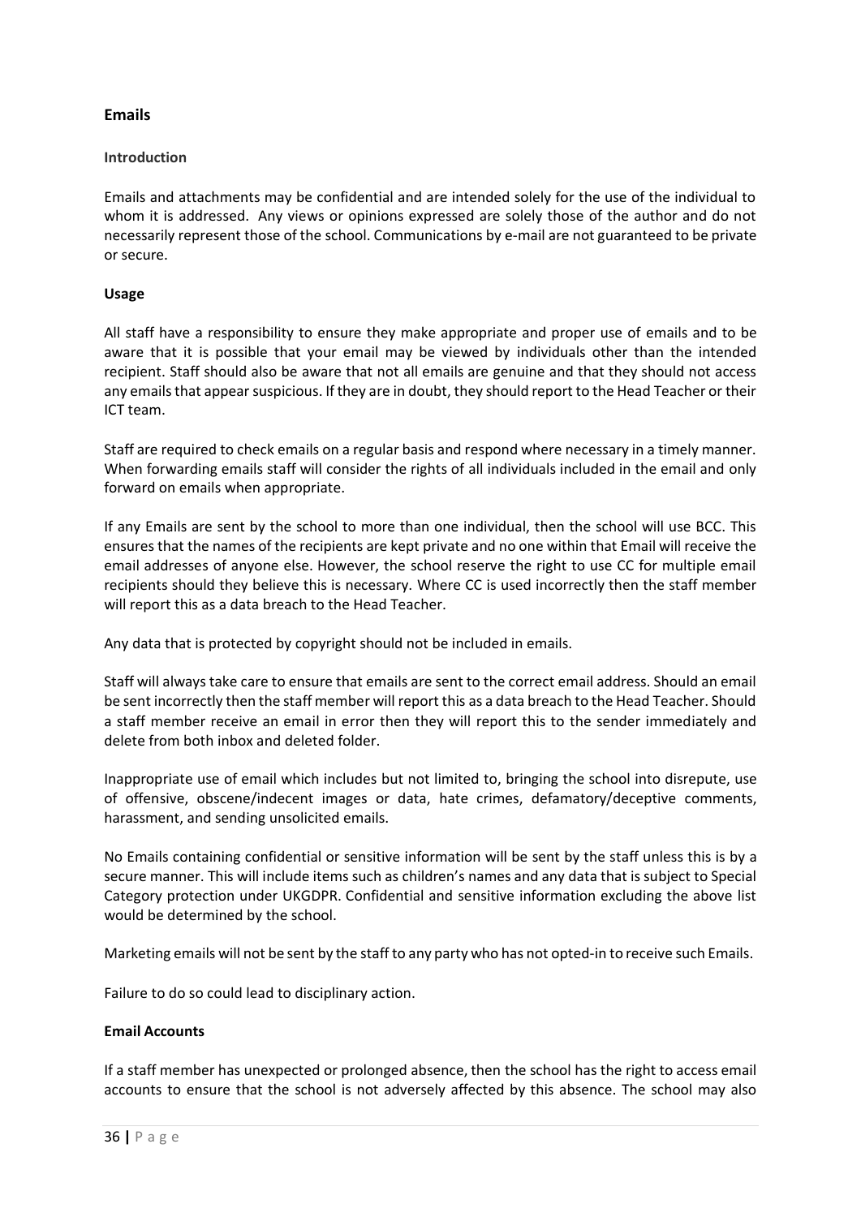## Emails

### Introduction

Emails and attachments may be confidential and are intended solely for the use of the individual to whom it is addressed. Any views or opinions expressed are solely those of the author and do not necessarily represent those of the school. Communications by e-mail are not guaranteed to be private or secure.

### Usage

All staff have a responsibility to ensure they make appropriate and proper use of emails and to be aware that it is possible that your email may be viewed by individuals other than the intended recipient. Staff should also be aware that not all emails are genuine and that they should not access any emails that appear suspicious. If they are in doubt, they should report to the Head Teacher or their ICT team.

Staff are required to check emails on a regular basis and respond where necessary in a timely manner. When forwarding emails staff will consider the rights of all individuals included in the email and only forward on emails when appropriate.

If any Emails are sent by the school to more than one individual, then the school will use BCC. This ensures that the names of the recipients are kept private and no one within that Email will receive the email addresses of anyone else. However, the school reserve the right to use CC for multiple email recipients should they believe this is necessary. Where CC is used incorrectly then the staff member will report this as a data breach to the Head Teacher.

Any data that is protected by copyright should not be included in emails.

Staff will always take care to ensure that emails are sent to the correct email address. Should an email be sent incorrectly then the staff member will report this as a data breach to the Head Teacher. Should a staff member receive an email in error then they will report this to the sender immediately and delete from both inbox and deleted folder.

Inappropriate use of email which includes but not limited to, bringing the school into disrepute, use of offensive, obscene/indecent images or data, hate crimes, defamatory/deceptive comments, harassment, and sending unsolicited emails.

No Emails containing confidential or sensitive information will be sent by the staff unless this is by a secure manner. This will include items such as children's names and any data that is subject to Special Category protection under UKGDPR. Confidential and sensitive information excluding the above list would be determined by the school.

Marketing emails will not be sent by the staff to any party who has not opted-in to receive such Emails.

Failure to do so could lead to disciplinary action.

### Email Accounts

If a staff member has unexpected or prolonged absence, then the school has the right to access email accounts to ensure that the school is not adversely affected by this absence. The school may also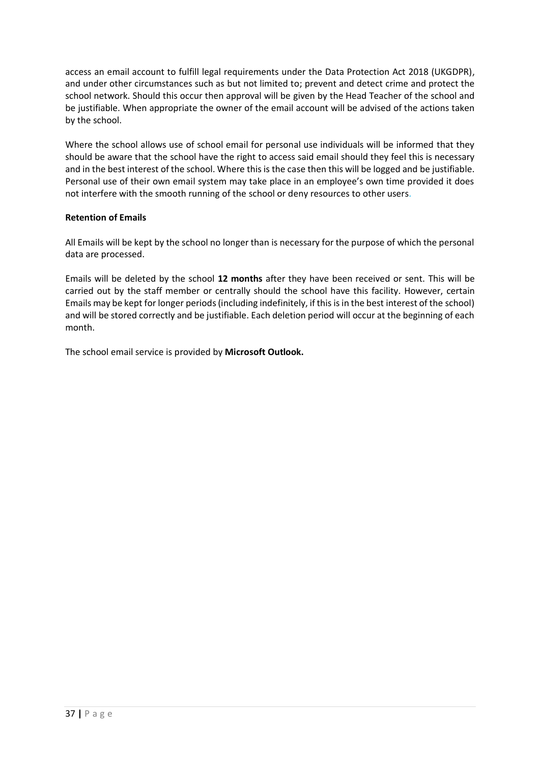access an email account to fulfill legal requirements under the Data Protection Act 2018 (UKGDPR), and under other circumstances such as but not limited to; prevent and detect crime and protect the school network. Should this occur then approval will be given by the Head Teacher of the school and be justifiable. When appropriate the owner of the email account will be advised of the actions taken by the school.

Where the school allows use of school email for personal use individuals will be informed that they should be aware that the school have the right to access said email should they feel this is necessary and in the best interest of the school. Where this is the case then this will be logged and be justifiable. Personal use of their own email system may take place in an employee's own time provided it does not interfere with the smooth running of the school or deny resources to other users.

**Retention of Emails**

All Emails will be kept by the school no longer than is necessary for the purpose of which the personal data are processed.

Emails will be deleted by the school **12 months** after they have been received or sent. This will be carried out by the staff member or centrally should the school have this facility. However, certain Emails may be kept for longer periods (including indefinitely, if this is in the best interest of the school) and will be stored correctly and be justifiable. Each deletion period will occur at the beginning of each month.

The school email service is provided by **Microsoft Outlook.**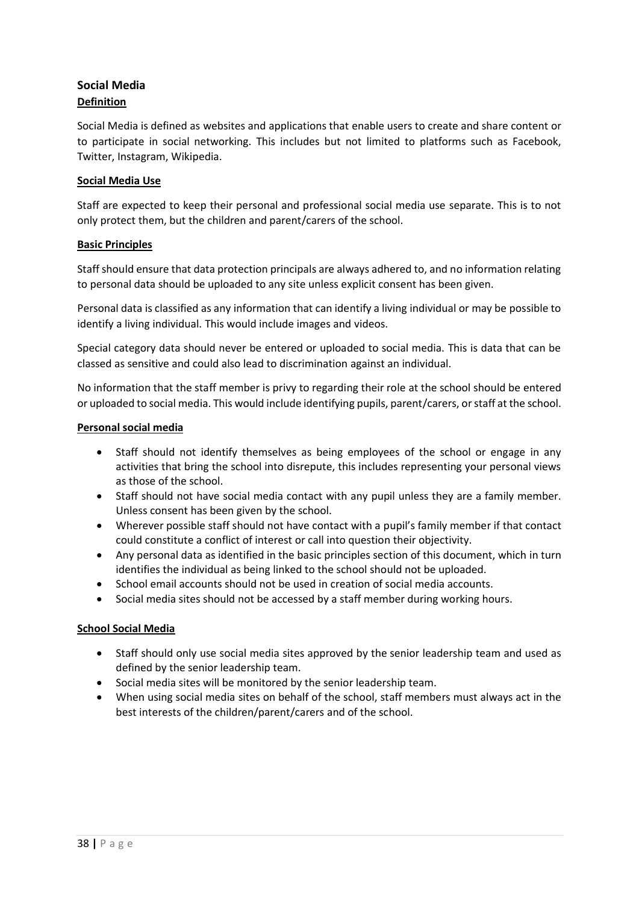## Social Media

**Definition**

Social Media is defined as websites and applications that enable users to create and share content or to participate in social networking. This includes but not limited to platforms such as Facebook, Twitter, Instagram, Wikipedia.

**Social Media Use**

Staff are expected to keep their personal and professional social media use separate. This is to not only protect them, but the children and parent/carers of the school.

**Basic Principles**

Staff should ensure that data protection principals are always adhered to, and no information relating to personal data should be uploaded to any site unless explicit consent has been given.

Personal data is classified as any information that can identify a living individual or may be possible to identify a living individual. This would include images and videos.

Special category data should never be entered or uploaded to social media. This is data that can be classed as sensitive and could also lead to discrimination against an individual.

No information that the staff member is privy to regarding their role at the school should be entered or uploaded to social media. This would include identifying pupils, parent/carers, or staff at the school.

**Personal social media**

- Staff should not identify themselves as being employees of the school or engage in any activities that bring the school into disrepute, this includes representing your personal views as those of the school.
- Staff should not have social media contact with any pupil unless they are a family member. Unless consent has been given by the school.
- Wherever possible staff should not have contact with a pupil's family member if that contact could constitute a conflict of interest or call into question their objectivity.
- Any personal data as identified in the basic principles section of this document, which in turn identifies the individual as being linked to the school should not be uploaded.
- School email accounts should not be used in creation of social media accounts.
- Social media sites should not be accessed by a staff member during working hours.

**School Social Media**

- Staff should only use social media sites approved by the senior leadership team and used as defined by the senior leadership team.
- Social media sites will be monitored by the senior leadership team.
- When using social media sites on behalf of the school, staff members must always act in the best interests of the children/parent/carers and of the school.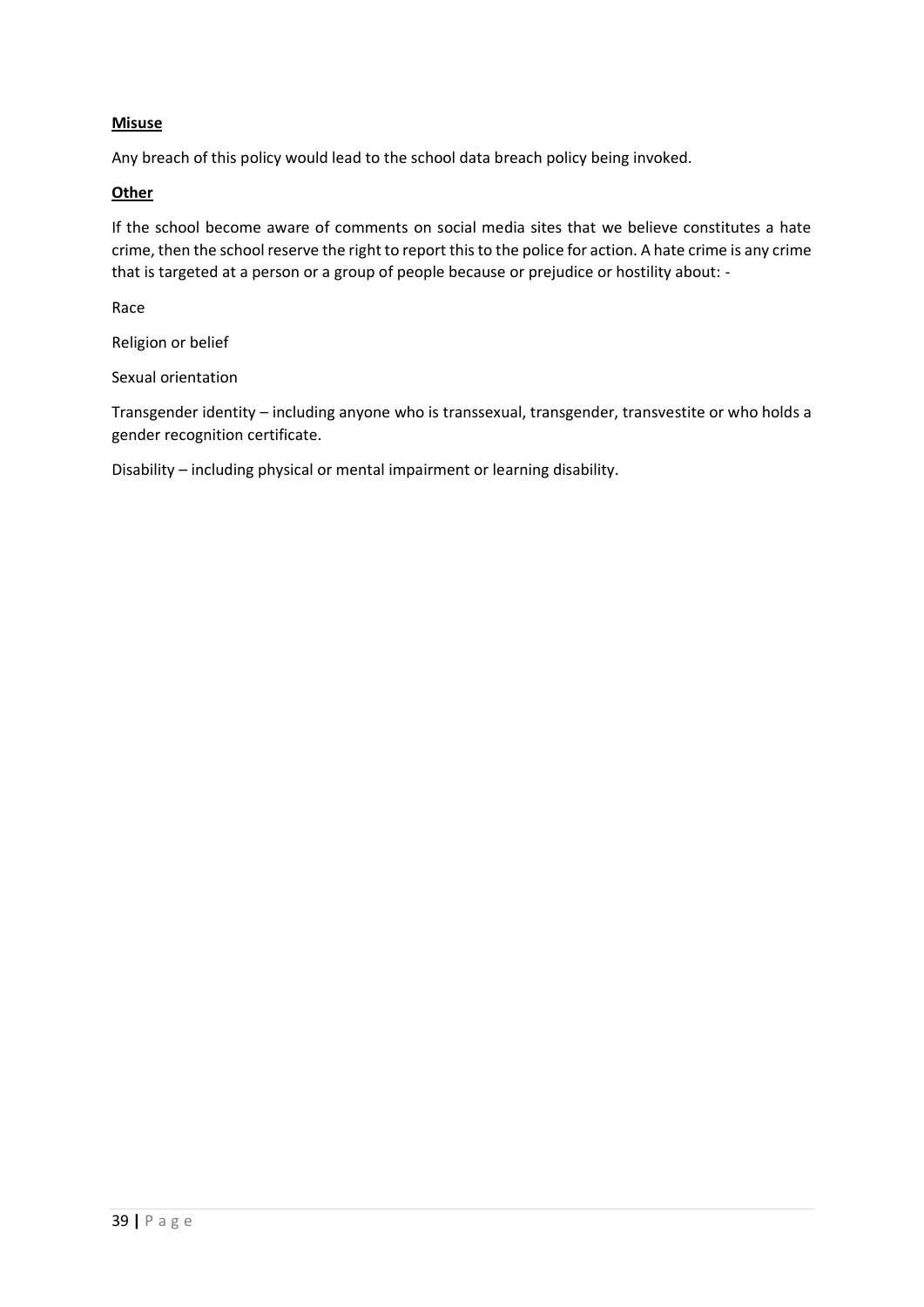**Misuse**

Any breach of this policy would lead to the school data breach policy being invoked.

**Other**

If the school become aware of comments on social media sites that we believe constitutes a hate crime, then the school reserve the right to report this to the police for action. A hate crime is any crime that is targeted at a person or a group of people because or prejudice or hostility about: -

Race

Religion or belief

Sexual orientation

Transgender identity – including anyone who is transsexual, transgender, transvestite or who holds a gender recognition certificate.

Disability – including physical or mental impairment or learning disability.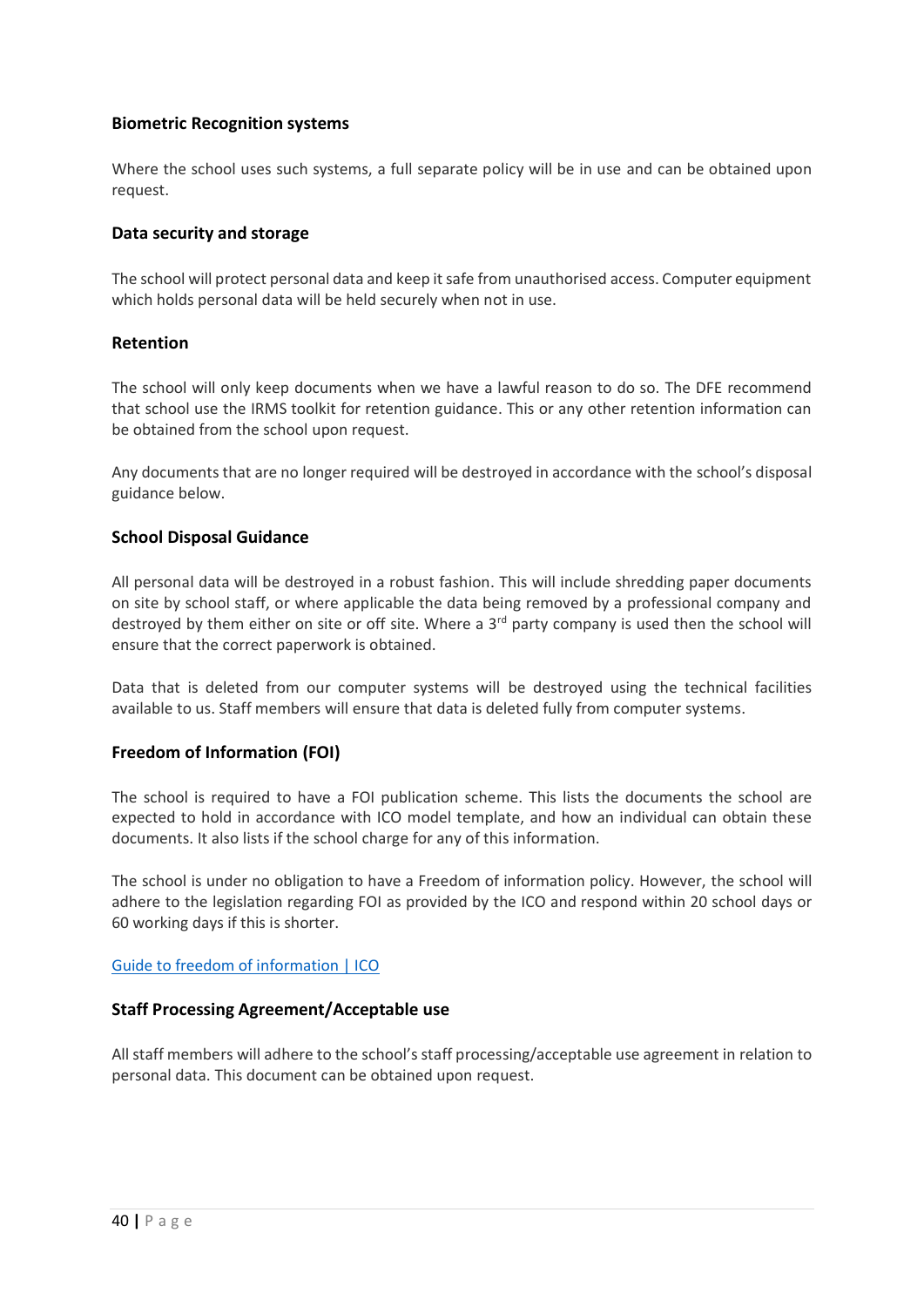### Biometric Recognition systems

Where the school uses such systems, a full separate policy will be in use and can be obtained upon request.

### Data security and storage

The school will protect personal data and keep it safe from unauthorised access. Computer equipment which holds personal data will be held securely when not in use.

### Retention

The school will only keep documents when we have a lawful reason to do so. The DFE recommend that school use the IRMS toolkit for retention guidance. This or any other retention information can be obtained from the school upon request.

Any documents that are no longer required will be destroyed in accordance with the school's disposal guidance below.

### School Disposal Guidance

All personal data will be destroyed in a robust fashion. This will include shredding paper documents on site by school staff, or where applicable the data being removed by a professional company and destroyed by them either on site or off site. Where a 3rd party company is used then the school will ensure that the correct paperwork is obtained.

Data that is deleted from our computer systems will be destroyed using the technical facilities available to us. Staff members will ensure that data is deleted fully from computer systems.

### Freedom of Information (FOI)

The school is required to have a FOI publication scheme. This lists the documents the school are expected to hold in accordance with ICO model template, and how an individual can obtain these documents. It also lists if the school charge for any of this information.

The school is under no obligation to have a Freedom of information policy. However, the school will adhere to the legislation regarding FOI as provided by the ICO and respond within 20 school days or 60 working days if this is shorter.

Guide to freedom of information | ICO

### Staff Processing Agreement/Acceptable use

All staff members will adhere to the school's staff processing/acceptable use agreement in relation to personal data. This document can be obtained upon request.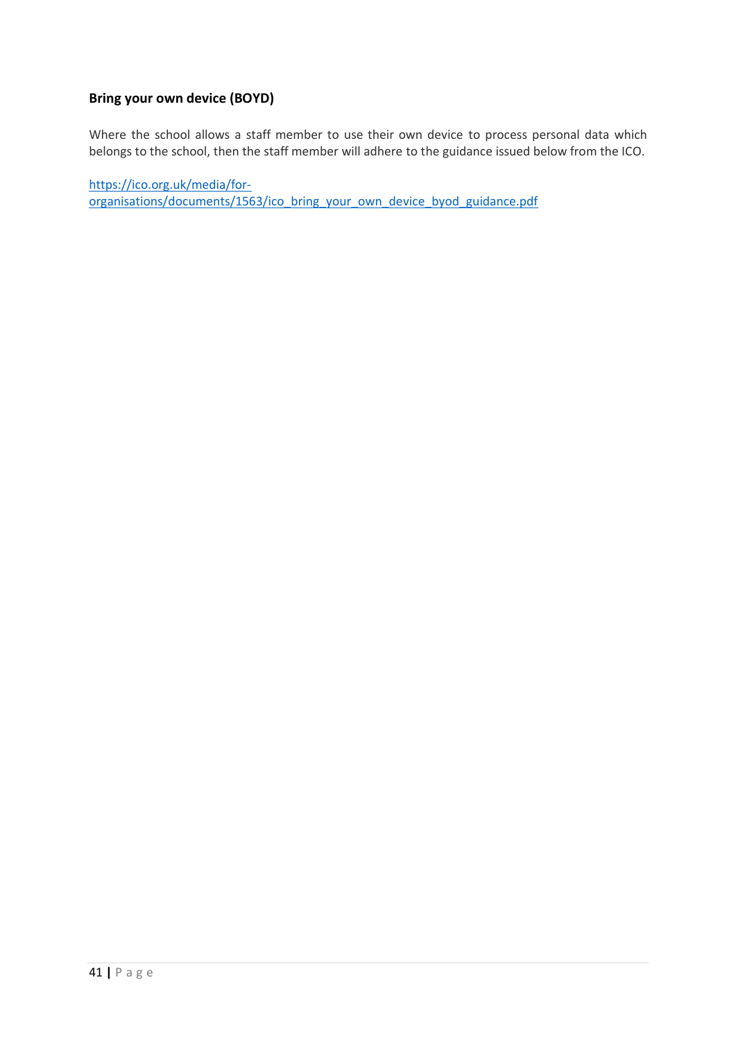**Bring your own device (BOYD)**

Where the school allows a staff member to use their own device to process personal data which belongs to the school, then the staff member will adhere to the guidance issued below from the ICO.

https://ico.org.uk/media/for-organisations/documents/1563/ico_bring_your_own_device_byod_guidance.pdf